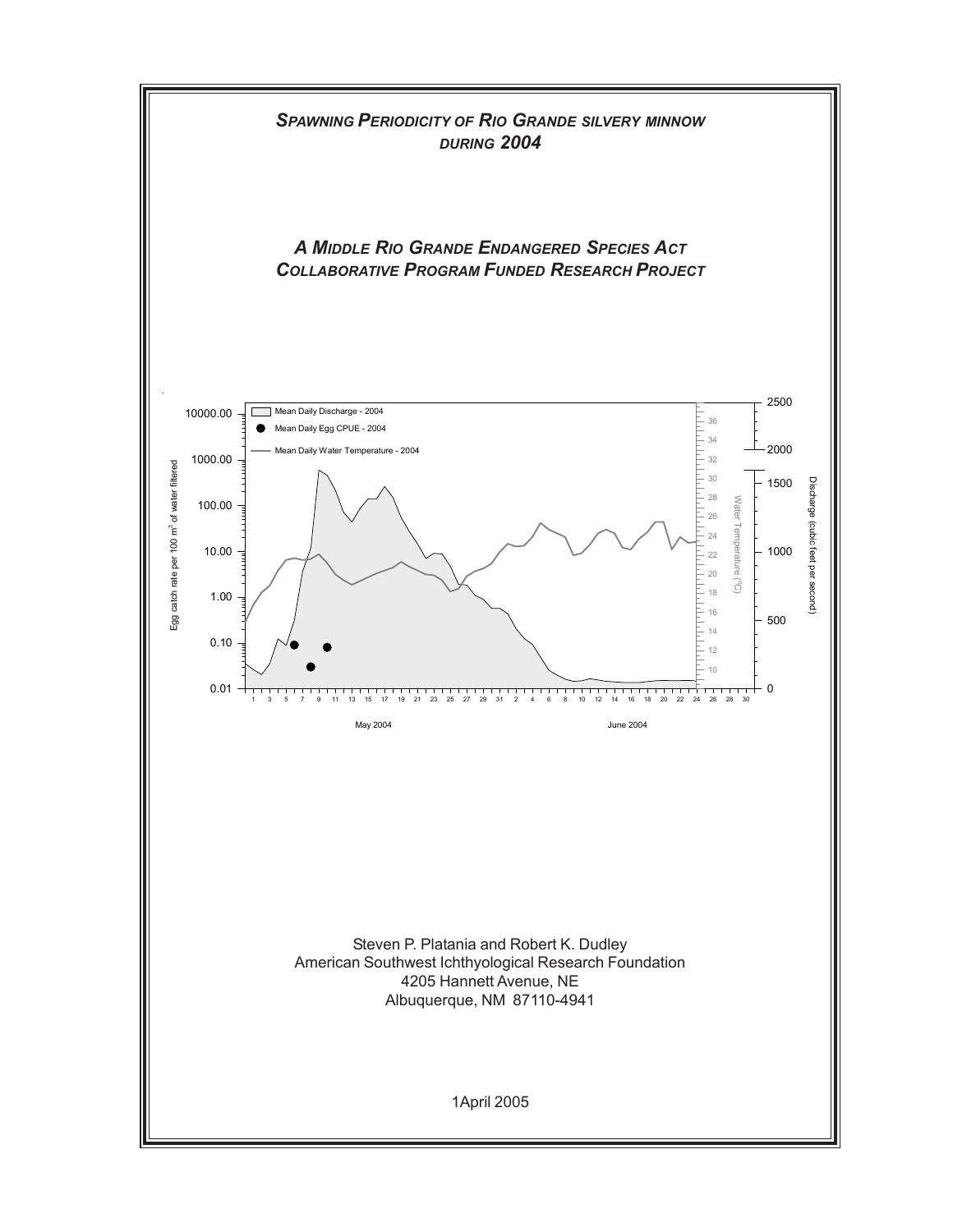# *SPAWNING PERIODICITY OF RIO GRANDE SILVERY MINNOW DURING 2004*

## *A MIDDLE RIO GRANDE ENDANGERED SPECIES ACT COLLABORATIVE PROGRAM FUNDED RESEARCH PROJECT*

Steven P. Platania and Robert K. Dudley
American Southwest Ichthyological Research Foundation
4205 Hannett Avenue, NE
Albuquerque, NM 87110-4941

1April 2005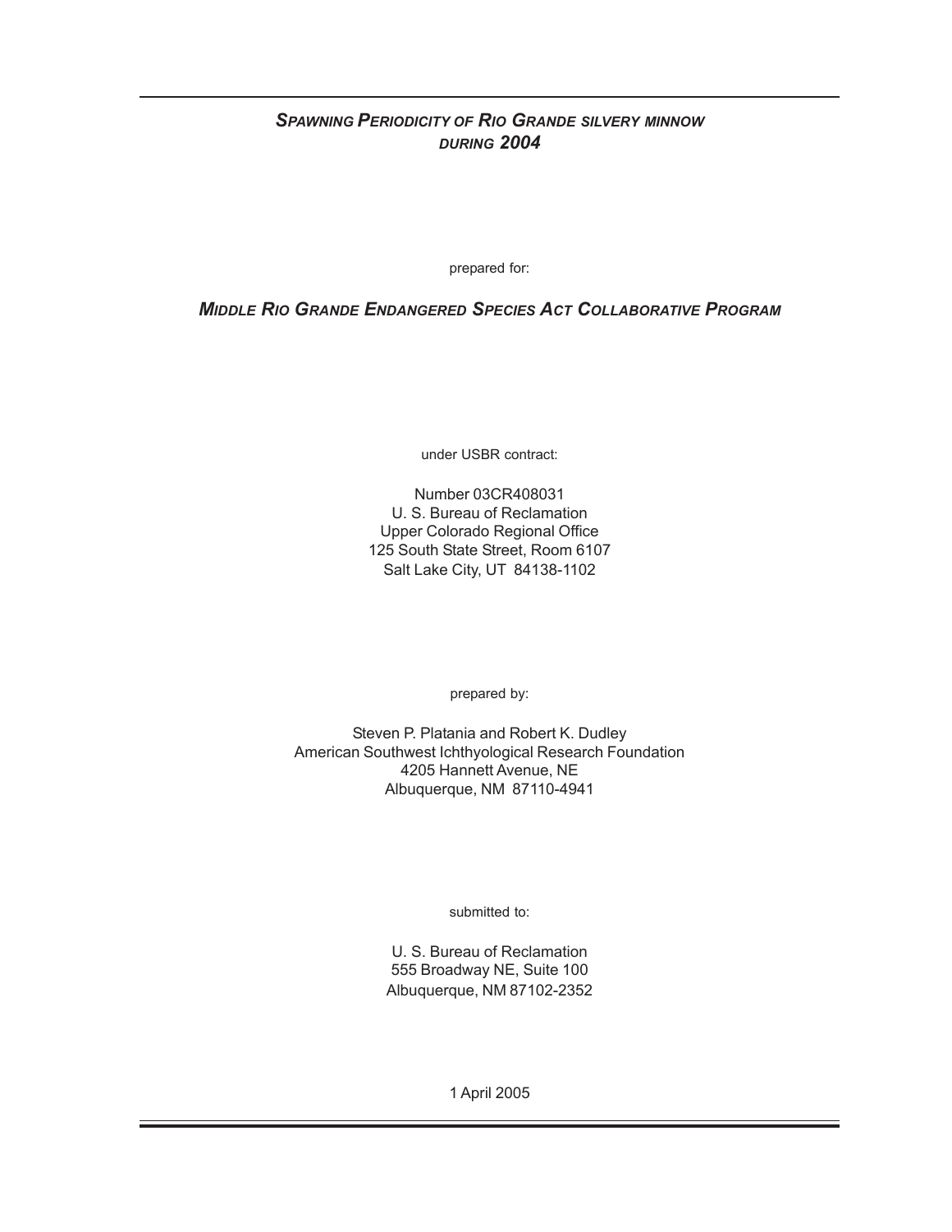# *Spawning Periodicity of Rio Grande silvery minnow during 2004*

prepared for:

## *Middle Rio Grande Endangered Species Act Collaborative Program*

under USBR contract:

Number 03CR408031  
U. S. Bureau of Reclamation  
Upper Colorado Regional Office  
125 South State Street, Room 6107  
Salt Lake City, UT 84138-1102

prepared by:

Steven P. Platania and Robert K. Dudley  
American Southwest Ichthyological Research Foundation  
4205 Hannett Avenue, NE  
Albuquerque, NM 87110-4941

submitted to:

U. S. Bureau of Reclamation  
555 Broadway NE, Suite 100  
Albuquerque, NM 87102-2352

1 April 2005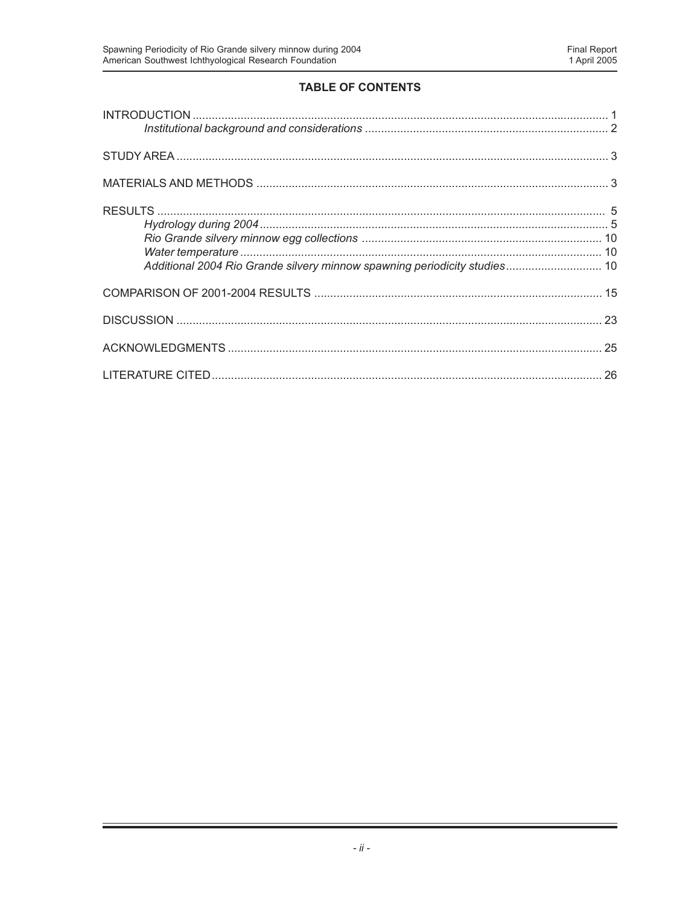## TABLE OF CONTENTS

INTRODUCTION ............................................................................................................... 1
  *Institutional background and considerations* ........................................................................... 2

STUDY AREA ..................................................................................................................... 3

MATERIALS AND METHODS ............................................................................................ 3

RESULTS .......................................................................................................................... 5
  *Hydrology during 2004* ............................................................................................................ 5
  *Rio Grande silvery minnow egg collections* ........................................................................... 10
  *Water temperature* ................................................................................................................ 10
  *Additional 2004 Rio Grande silvery minnow spawning periodicity studies* .............................. 10

COMPARISON OF 2001-2004 RESULTS ........................................................................ 15

DISCUSSION ................................................................................................................... 23

ACKNOWLEDGMENTS ................................................................................................... 25

LITERATURE CITED ........................................................................................................ 26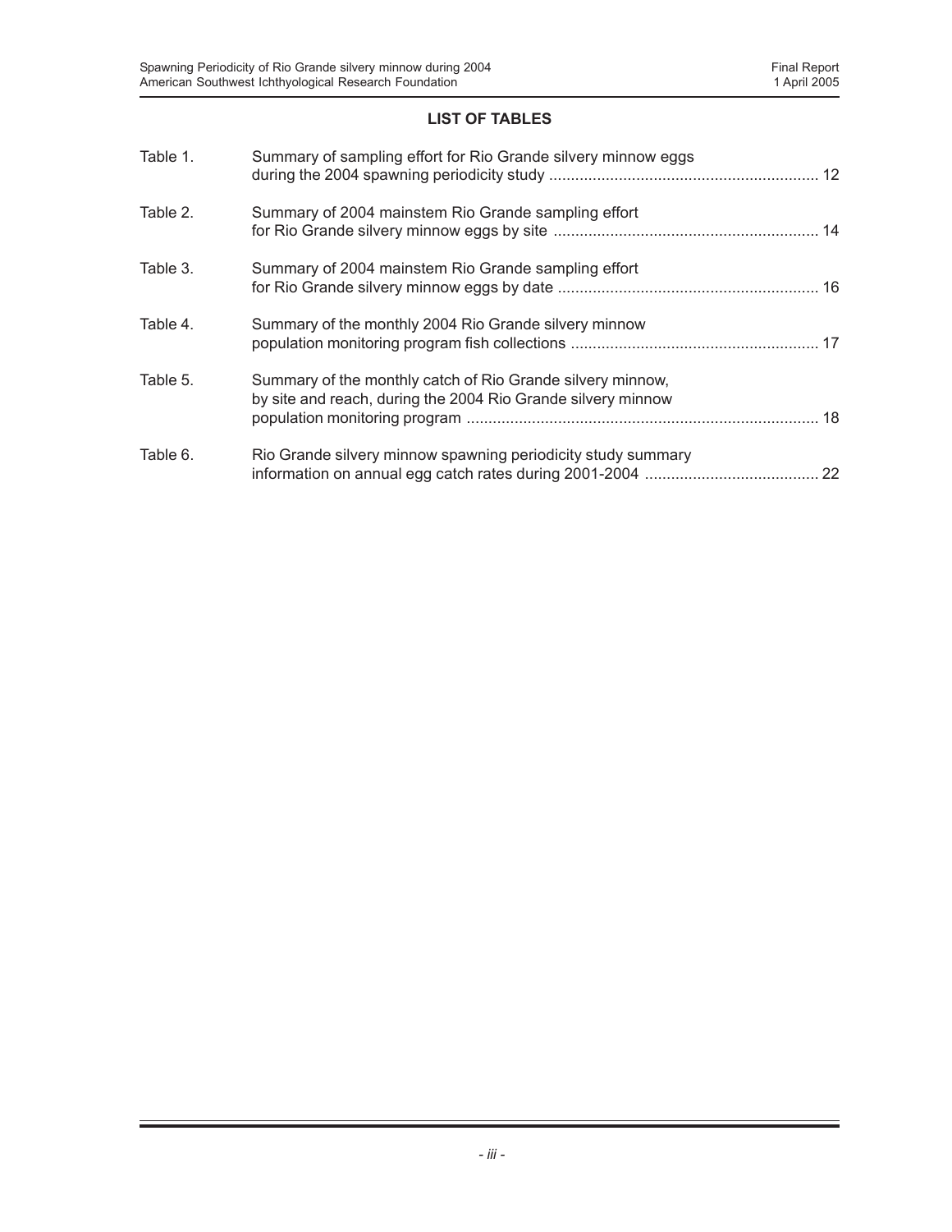## LIST OF TABLES

| | | |
|---|---|---|
| Table 1. | Summary of sampling effort for Rio Grande silvery minnow eggs during the 2004 spawning periodicity study | 12 |
| Table 2. | Summary of 2004 mainstem Rio Grande sampling effort for Rio Grande silvery minnow eggs by site | 14 |
| Table 3. | Summary of 2004 mainstem Rio Grande sampling effort for Rio Grande silvery minnow eggs by date | 16 |
| Table 4. | Summary of the monthly 2004 Rio Grande silvery minnow population monitoring program fish collections | 17 |
| Table 5. | Summary of the monthly catch of Rio Grande silvery minnow, by site and reach, during the 2004 Rio Grande silvery minnow population monitoring program | 18 |
| Table 6. | Rio Grande silvery minnow spawning periodicity study summary information on annual egg catch rates during 2001-2004 | 22 |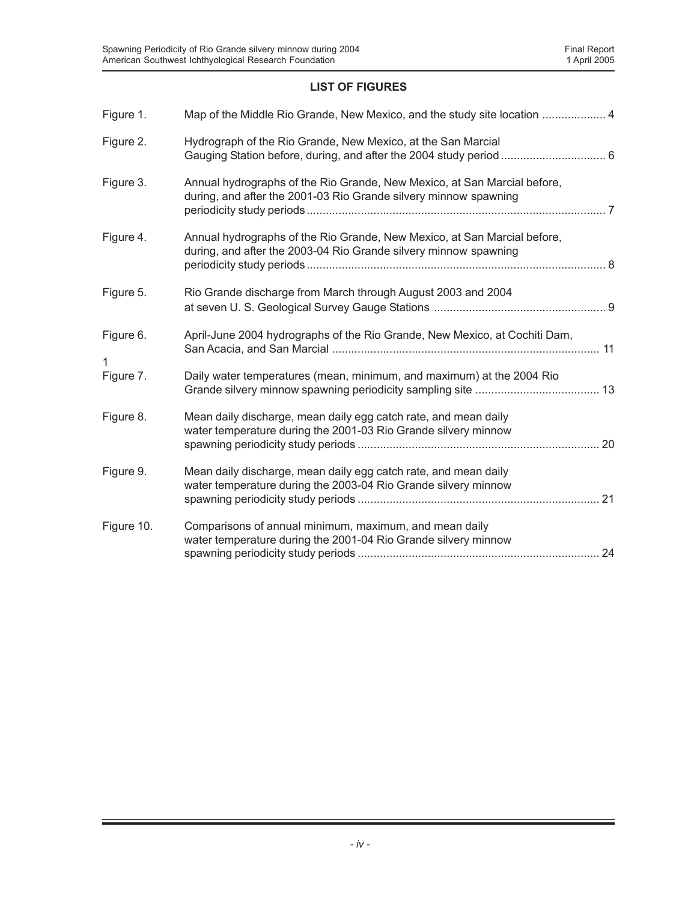## LIST OF FIGURES

| | | |
|---|---|---|
| Figure 1. | Map of the Middle Rio Grande, New Mexico, and the study site location | 4 |
| Figure 2. | Hydrograph of the Rio Grande, New Mexico, at the San Marcial Gauging Station before, during, and after the 2004 study period | 6 |
| Figure 3. | Annual hydrographs of the Rio Grande, New Mexico, at San Marcial before, during, and after the 2001-03 Rio Grande silvery minnow spawning periodicity study periods | 7 |
| Figure 4. | Annual hydrographs of the Rio Grande, New Mexico, at San Marcial before, during, and after the 2003-04 Rio Grande silvery minnow spawning periodicity study periods | 8 |
| Figure 5. | Rio Grande discharge from March through August 2003 and 2004 at seven U. S. Geological Survey Gauge Stations | 9 |
| Figure 6. | April-June 2004 hydrographs of the Rio Grande, New Mexico, at Cochiti Dam, San Acacia, and San Marcial | 11 |
| 1 Figure 7. | Daily water temperatures (mean, minimum, and maximum) at the 2004 Rio Grande silvery minnow spawning periodicity sampling site | 13 |
| Figure 8. | Mean daily discharge, mean daily egg catch rate, and mean daily water temperature during the 2001-03 Rio Grande silvery minnow spawning periodicity study periods | 20 |
| Figure 9. | Mean daily discharge, mean daily egg catch rate, and mean daily water temperature during the 2003-04 Rio Grande silvery minnow spawning periodicity study periods | 21 |
| Figure 10. | Comparisons of annual minimum, maximum, and mean daily water temperature during the 2001-04 Rio Grande silvery minnow spawning periodicity study periods | 24 |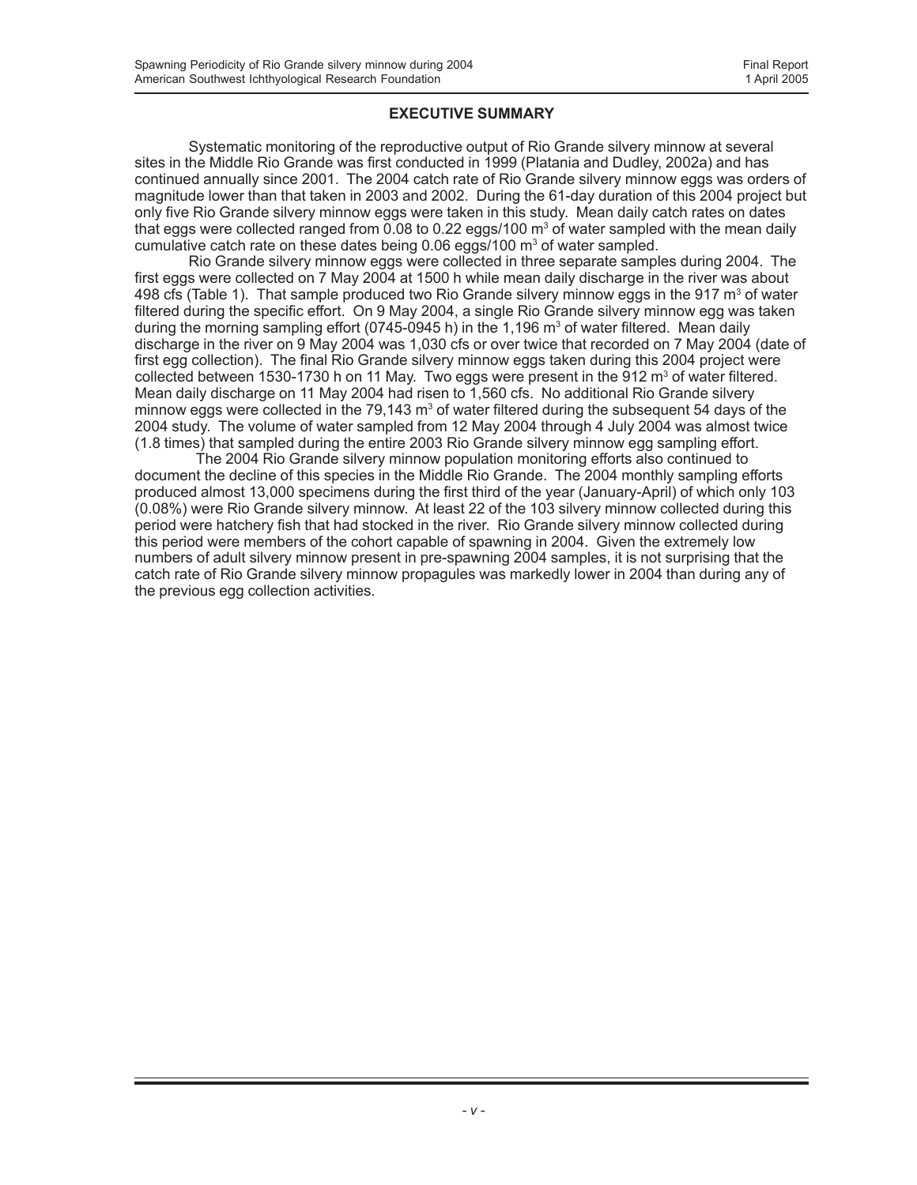## EXECUTIVE SUMMARY

Systematic monitoring of the reproductive output of Rio Grande silvery minnow at several sites in the Middle Rio Grande was first conducted in 1999 (Platania and Dudley, 2002a) and has continued annually since 2001. The 2004 catch rate of Rio Grande silvery minnow eggs was orders of magnitude lower than that taken in 2003 and 2002. During the 61-day duration of this 2004 project but only five Rio Grande silvery minnow eggs were taken in this study. Mean daily catch rates on dates that eggs were collected ranged from 0.08 to 0.22 eggs/100 m$^3$ of water sampled with the mean daily cumulative catch rate on these dates being 0.06 eggs/100 m$^3$ of water sampled.

Rio Grande silvery minnow eggs were collected in three separate samples during 2004. The first eggs were collected on 7 May 2004 at 1500 h while mean daily discharge in the river was about 498 cfs (Table 1). That sample produced two Rio Grande silvery minnow eggs in the 917 m$^3$ of water filtered during the specific effort. On 9 May 2004, a single Rio Grande silvery minnow egg was taken during the morning sampling effort (0745-0945 h) in the 1,196 m$^3$ of water filtered. Mean daily discharge in the river on 9 May 2004 was 1,030 cfs or over twice that recorded on 7 May 2004 (date of first egg collection). The final Rio Grande silvery minnow eggs taken during this 2004 project were collected between 1530-1730 h on 11 May. Two eggs were present in the 912 m$^3$ of water filtered. Mean daily discharge on 11 May 2004 had risen to 1,560 cfs. No additional Rio Grande silvery minnow eggs were collected in the 79,143 m$^3$ of water filtered during the subsequent 54 days of the 2004 study. The volume of water sampled from 12 May 2004 through 4 July 2004 was almost twice (1.8 times) that sampled during the entire 2003 Rio Grande silvery minnow egg sampling effort.

The 2004 Rio Grande silvery minnow population monitoring efforts also continued to document the decline of this species in the Middle Rio Grande. The 2004 monthly sampling efforts produced almost 13,000 specimens during the first third of the year (January-April) of which only 103 (0.08%) were Rio Grande silvery minnow. At least 22 of the 103 silvery minnow collected during this period were hatchery fish that had stocked in the river. Rio Grande silvery minnow collected during this period were members of the cohort capable of spawning in 2004. Given the extremely low numbers of adult silvery minnow present in pre-spawning 2004 samples, it is not surprising that the catch rate of Rio Grande silvery minnow propagules was markedly lower in 2004 than during any of the previous egg collection activities.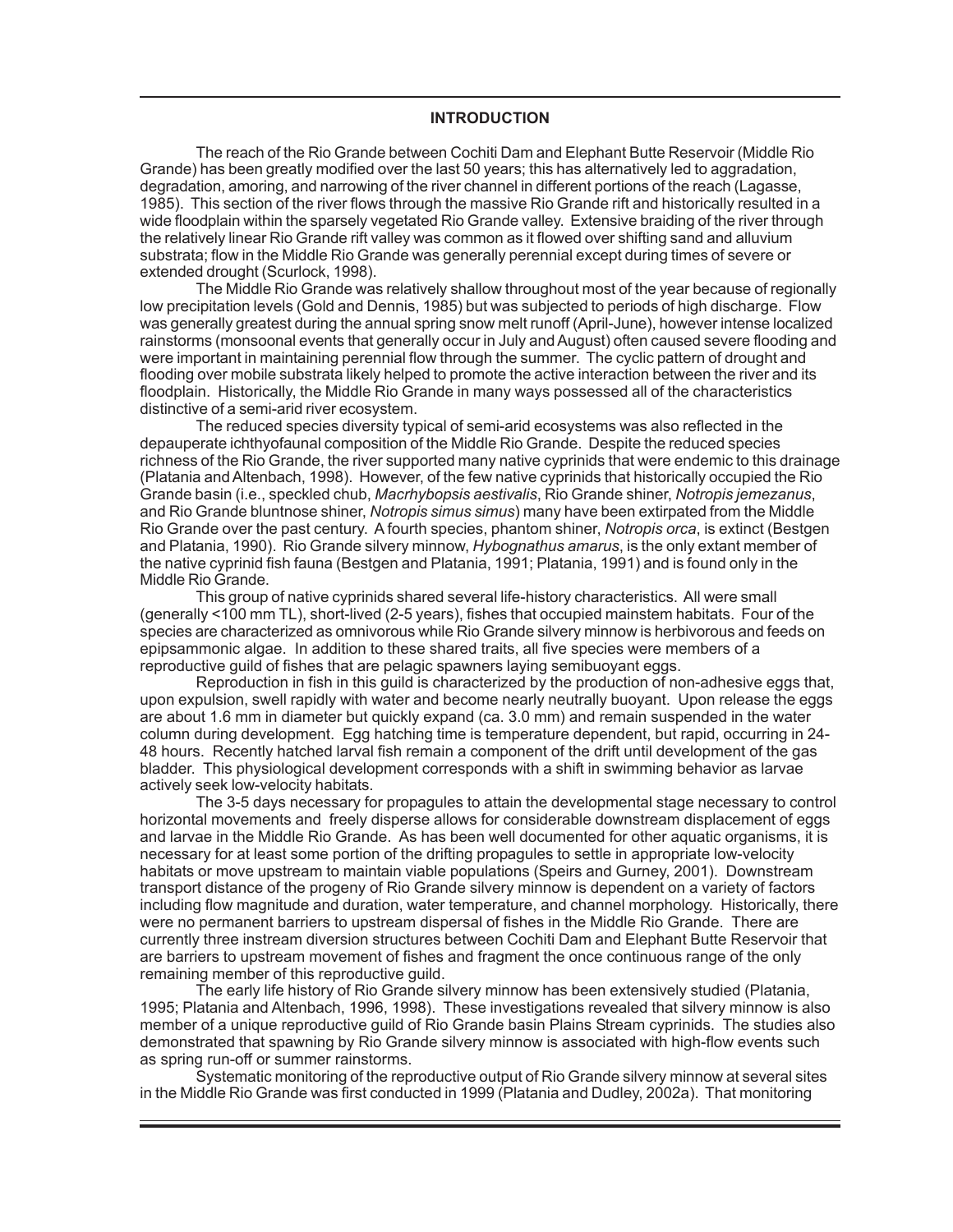## INTRODUCTION

The reach of the Rio Grande between Cochiti Dam and Elephant Butte Reservoir (Middle Rio Grande) has been greatly modified over the last 50 years; this has alternatively led to aggradation, degradation, amoring, and narrowing of the river channel in different portions of the reach (Lagasse, 1985). This section of the river flows through the massive Rio Grande rift and historically resulted in a wide floodplain within the sparsely vegetated Rio Grande valley. Extensive braiding of the river through the relatively linear Rio Grande rift valley was common as it flowed over shifting sand and alluvium substrata; flow in the Middle Rio Grande was generally perennial except during times of severe or extended drought (Scurlock, 1998).

The Middle Rio Grande was relatively shallow throughout most of the year because of regionally low precipitation levels (Gold and Dennis, 1985) but was subjected to periods of high discharge. Flow was generally greatest during the annual spring snow melt runoff (April-June), however intense localized rainstorms (monsoonal events that generally occur in July and August) often caused severe flooding and were important in maintaining perennial flow through the summer. The cyclic pattern of drought and flooding over mobile substrata likely helped to promote the active interaction between the river and its floodplain. Historically, the Middle Rio Grande in many ways possessed all of the characteristics distinctive of a semi-arid river ecosystem.

The reduced species diversity typical of semi-arid ecosystems was also reflected in the depauperate ichthyofaunal composition of the Middle Rio Grande. Despite the reduced species richness of the Rio Grande, the river supported many native cyprinids that were endemic to this drainage (Platania and Altenbach, 1998). However, of the few native cyprinids that historically occupied the Rio Grande basin (i.e., speckled chub, *Macrhybopsis aestivalis*, Rio Grande shiner, *Notropis jemezanus*, and Rio Grande bluntnose shiner, *Notropis simus simus*) many have been extirpated from the Middle Rio Grande over the past century. A fourth species, phantom shiner, *Notropis orca*, is extinct (Bestgen and Platania, 1990). Rio Grande silvery minnow, *Hybognathus amarus*, is the only extant member of the native cyprinid fish fauna (Bestgen and Platania, 1991; Platania, 1991) and is found only in the Middle Rio Grande.

This group of native cyprinids shared several life-history characteristics. All were small (generally <100 mm TL), short-lived (2-5 years), fishes that occupied mainstem habitats. Four of the species are characterized as omnivorous while Rio Grande silvery minnow is herbivorous and feeds on epipsammonic algae. In addition to these shared traits, all five species were members of a reproductive guild of fishes that are pelagic spawners laying semibuoyant eggs.

Reproduction in fish in this guild is characterized by the production of non-adhesive eggs that, upon expulsion, swell rapidly with water and become nearly neutrally buoyant. Upon release the eggs are about 1.6 mm in diameter but quickly expand (ca. 3.0 mm) and remain suspended in the water column during development. Egg hatching time is temperature dependent, but rapid, occurring in 24-48 hours. Recently hatched larval fish remain a component of the drift until development of the gas bladder. This physiological development corresponds with a shift in swimming behavior as larvae actively seek low-velocity habitats.

The 3-5 days necessary for propagules to attain the developmental stage necessary to control horizontal movements and freely disperse allows for considerable downstream displacement of eggs and larvae in the Middle Rio Grande. As has been well documented for other aquatic organisms, it is necessary for at least some portion of the drifting propagules to settle in appropriate low-velocity habitats or move upstream to maintain viable populations (Speirs and Gurney, 2001). Downstream transport distance of the progeny of Rio Grande silvery minnow is dependent on a variety of factors including flow magnitude and duration, water temperature, and channel morphology. Historically, there were no permanent barriers to upstream dispersal of fishes in the Middle Rio Grande. There are currently three instream diversion structures between Cochiti Dam and Elephant Butte Reservoir that are barriers to upstream movement of fishes and fragment the once continuous range of the only remaining member of this reproductive guild.

The early life history of Rio Grande silvery minnow has been extensively studied (Platania, 1995; Platania and Altenbach, 1996, 1998). These investigations revealed that silvery minnow is also member of a unique reproductive guild of Rio Grande basin Plains Stream cyprinids. The studies also demonstrated that spawning by Rio Grande silvery minnow is associated with high-flow events such as spring run-off or summer rainstorms.

Systematic monitoring of the reproductive output of Rio Grande silvery minnow at several sites in the Middle Rio Grande was first conducted in 1999 (Platania and Dudley, 2002a). That monitoring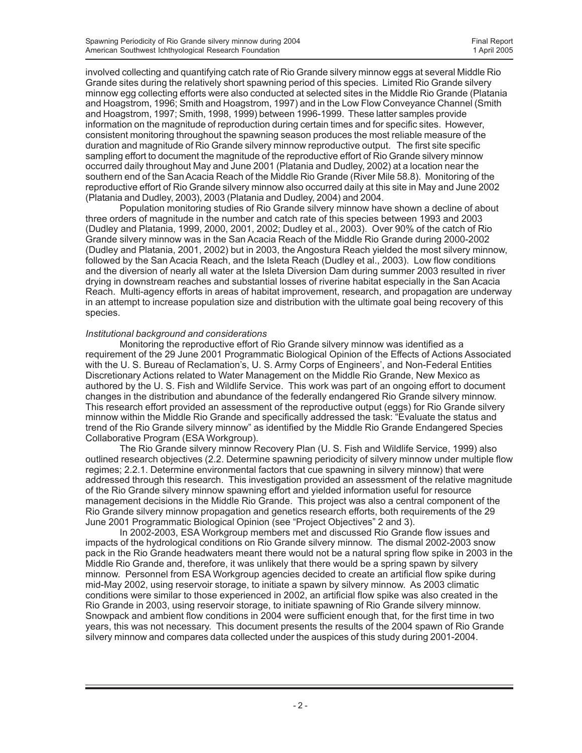involved collecting and quantifying catch rate of Rio Grande silvery minnow eggs at several Middle Rio Grande sites during the relatively short spawning period of this species. Limited Rio Grande silvery minnow egg collecting efforts were also conducted at selected sites in the Middle Rio Grande (Platania and Hoagstrom, 1996; Smith and Hoagstrom, 1997) and in the Low Flow Conveyance Channel (Smith and Hoagstrom, 1997; Smith, 1998, 1999) between 1996-1999. These latter samples provide information on the magnitude of reproduction during certain times and for specific sites. However, consistent monitoring throughout the spawning season produces the most reliable measure of the duration and magnitude of Rio Grande silvery minnow reproductive output. The first site specific sampling effort to document the magnitude of the reproductive effort of Rio Grande silvery minnow occurred daily throughout May and June 2001 (Platania and Dudley, 2002) at a location near the southern end of the San Acacia Reach of the Middle Rio Grande (River Mile 58.8). Monitoring of the reproductive effort of Rio Grande silvery minnow also occurred daily at this site in May and June 2002 (Platania and Dudley, 2003), 2003 (Platania and Dudley, 2004) and 2004.

Population monitoring studies of Rio Grande silvery minnow have shown a decline of about three orders of magnitude in the number and catch rate of this species between 1993 and 2003 (Dudley and Platania, 1999, 2000, 2001, 2002; Dudley et al., 2003). Over 90% of the catch of Rio Grande silvery minnow was in the San Acacia Reach of the Middle Rio Grande during 2000-2002 (Dudley and Platania, 2001, 2002) but in 2003, the Angostura Reach yielded the most silvery minnow, followed by the San Acacia Reach, and the Isleta Reach (Dudley et al., 2003). Low flow conditions and the diversion of nearly all water at the Isleta Diversion Dam during summer 2003 resulted in river drying in downstream reaches and substantial losses of riverine habitat especially in the San Acacia Reach. Multi-agency efforts in areas of habitat improvement, research, and propagation are underway in an attempt to increase population size and distribution with the ultimate goal being recovery of this species.

*Institutional background and considerations*

Monitoring the reproductive effort of Rio Grande silvery minnow was identified as a requirement of the 29 June 2001 Programmatic Biological Opinion of the Effects of Actions Associated with the U. S. Bureau of Reclamation's, U. S. Army Corps of Engineers', and Non-Federal Entities Discretionary Actions related to Water Management on the Middle Rio Grande, New Mexico as authored by the U. S. Fish and Wildlife Service. This work was part of an ongoing effort to document changes in the distribution and abundance of the federally endangered Rio Grande silvery minnow. This research effort provided an assessment of the reproductive output (eggs) for Rio Grande silvery minnow within the Middle Rio Grande and specifically addressed the task: "Evaluate the status and trend of the Rio Grande silvery minnow" as identified by the Middle Rio Grande Endangered Species Collaborative Program (ESA Workgroup).

The Rio Grande silvery minnow Recovery Plan (U. S. Fish and Wildlife Service, 1999) also outlined research objectives (2.2. Determine spawning periodicity of silvery minnow under multiple flow regimes; 2.2.1. Determine environmental factors that cue spawning in silvery minnow) that were addressed through this research. This investigation provided an assessment of the relative magnitude of the Rio Grande silvery minnow spawning effort and yielded information useful for resource management decisions in the Middle Rio Grande. This project was also a central component of the Rio Grande silvery minnow propagation and genetics research efforts, both requirements of the 29 June 2001 Programmatic Biological Opinion (see "Project Objectives" 2 and 3).

In 2002-2003, ESA Workgroup members met and discussed Rio Grande flow issues and impacts of the hydrological conditions on Rio Grande silvery minnow. The dismal 2002-2003 snow pack in the Rio Grande headwaters meant there would not be a natural spring flow spike in 2003 in the Middle Rio Grande and, therefore, it was unlikely that there would be a spring spawn by silvery minnow. Personnel from ESA Workgroup agencies decided to create an artificial flow spike during mid-May 2002, using reservoir storage, to initiate a spawn by silvery minnow. As 2003 climatic conditions were similar to those experienced in 2002, an artificial flow spike was also created in the Rio Grande in 2003, using reservoir storage, to initiate spawning of Rio Grande silvery minnow. Snowpack and ambient flow conditions in 2004 were sufficient enough that, for the first time in two years, this was not necessary. This document presents the results of the 2004 spawn of Rio Grande silvery minnow and compares data collected under the auspices of this study during 2001-2004.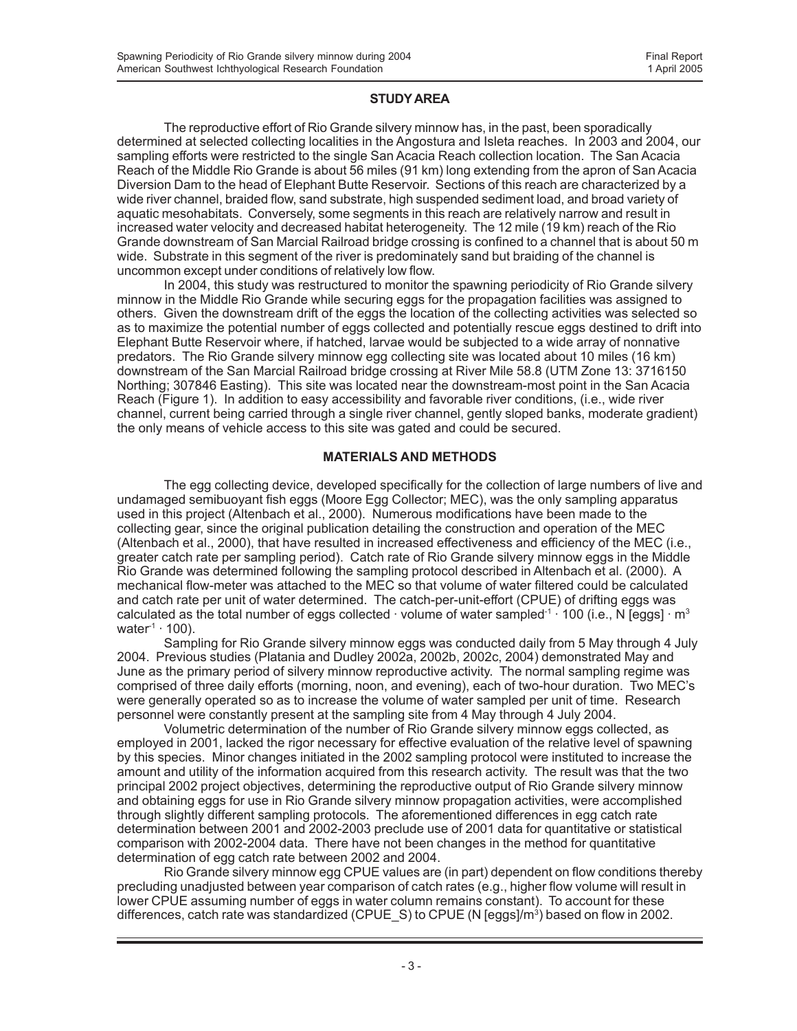## STUDY AREA

The reproductive effort of Rio Grande silvery minnow has, in the past, been sporadically determined at selected collecting localities in the Angostura and Isleta reaches. In 2003 and 2004, our sampling efforts were restricted to the single San Acacia Reach collection location. The San Acacia Reach of the Middle Rio Grande is about 56 miles (91 km) long extending from the apron of San Acacia Diversion Dam to the head of Elephant Butte Reservoir. Sections of this reach are characterized by a wide river channel, braided flow, sand substrate, high suspended sediment load, and broad variety of aquatic mesohabitats. Conversely, some segments in this reach are relatively narrow and result in increased water velocity and decreased habitat heterogeneity. The 12 mile (19 km) reach of the Rio Grande downstream of San Marcial Railroad bridge crossing is confined to a channel that is about 50 m wide. Substrate in this segment of the river is predominately sand but braiding of the channel is uncommon except under conditions of relatively low flow.

In 2004, this study was restructured to monitor the spawning periodicity of Rio Grande silvery minnow in the Middle Rio Grande while securing eggs for the propagation facilities was assigned to others. Given the downstream drift of the eggs the location of the collecting activities was selected so as to maximize the potential number of eggs collected and potentially rescue eggs destined to drift into Elephant Butte Reservoir where, if hatched, larvae would be subjected to a wide array of nonnative predators. The Rio Grande silvery minnow egg collecting site was located about 10 miles (16 km) downstream of the San Marcial Railroad bridge crossing at River Mile 58.8 (UTM Zone 13: 3716150 Northing; 307846 Easting). This site was located near the downstream-most point in the San Acacia Reach (Figure 1). In addition to easy accessibility and favorable river conditions, (i.e., wide river channel, current being carried through a single river channel, gently sloped banks, moderate gradient) the only means of vehicle access to this site was gated and could be secured.

## MATERIALS AND METHODS

The egg collecting device, developed specifically for the collection of large numbers of live and undamaged semibuoyant fish eggs (Moore Egg Collector; MEC), was the only sampling apparatus used in this project (Altenbach et al., 2000). Numerous modifications have been made to the collecting gear, since the original publication detailing the construction and operation of the MEC (Altenbach et al., 2000), that have resulted in increased effectiveness and efficiency of the MEC (i.e., greater catch rate per sampling period). Catch rate of Rio Grande silvery minnow eggs in the Middle Rio Grande was determined following the sampling protocol described in Altenbach et al. (2000). A mechanical flow-meter was attached to the MEC so that volume of water filtered could be calculated and catch rate per unit of water determined. The catch-per-unit-effort (CPUE) of drifting eggs was calculated as the total number of eggs collected · volume of water sampled$^{-1}$ · 100 (i.e., N [eggs] · m$^{3}$ water$^{-1}$ · 100).

Sampling for Rio Grande silvery minnow eggs was conducted daily from 5 May through 4 July 2004. Previous studies (Platania and Dudley 2002a, 2002b, 2002c, 2004) demonstrated May and June as the primary period of silvery minnow reproductive activity. The normal sampling regime was comprised of three daily efforts (morning, noon, and evening), each of two-hour duration. Two MEC's were generally operated so as to increase the volume of water sampled per unit of time. Research personnel were constantly present at the sampling site from 4 May through 4 July 2004.

Volumetric determination of the number of Rio Grande silvery minnow eggs collected, as employed in 2001, lacked the rigor necessary for effective evaluation of the relative level of spawning by this species. Minor changes initiated in the 2002 sampling protocol were instituted to increase the amount and utility of the information acquired from this research activity. The result was that the two principal 2002 project objectives, determining the reproductive output of Rio Grande silvery minnow and obtaining eggs for use in Rio Grande silvery minnow propagation activities, were accomplished through slightly different sampling protocols. The aforementioned differences in egg catch rate determination between 2001 and 2002-2003 preclude use of 2001 data for quantitative or statistical comparison with 2002-2004 data. There have not been changes in the method for quantitative determination of egg catch rate between 2002 and 2004.

Rio Grande silvery minnow egg CPUE values are (in part) dependent on flow conditions thereby precluding unadjusted between year comparison of catch rates (e.g., higher flow volume will result in lower CPUE assuming number of eggs in water column remains constant). To account for these differences, catch rate was standardized (CPUE_S) to CPUE (N [eggs]/m$^{3}$) based on flow in 2002.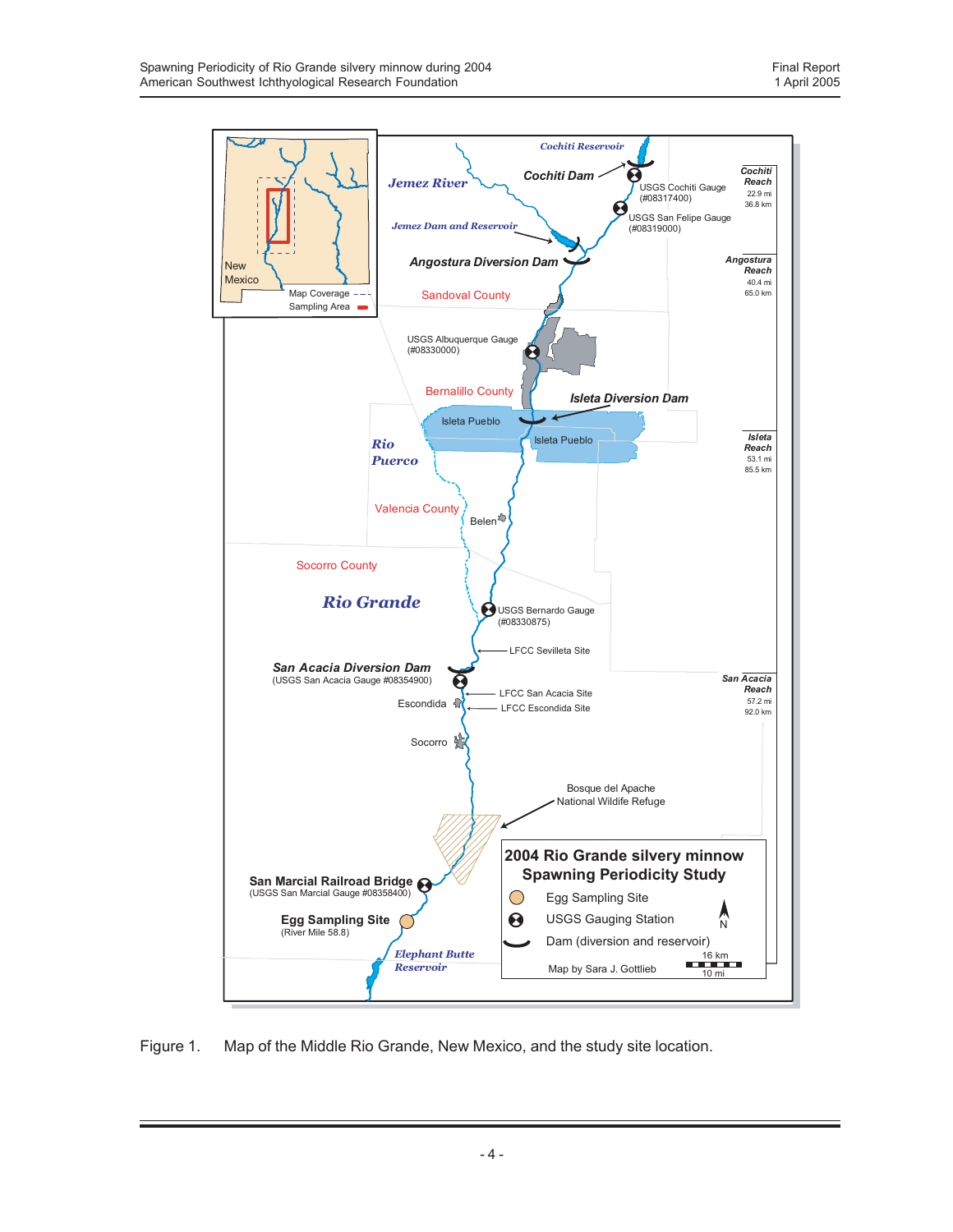Figure 1. Map of the Middle Rio Grande, New Mexico, and the study site location.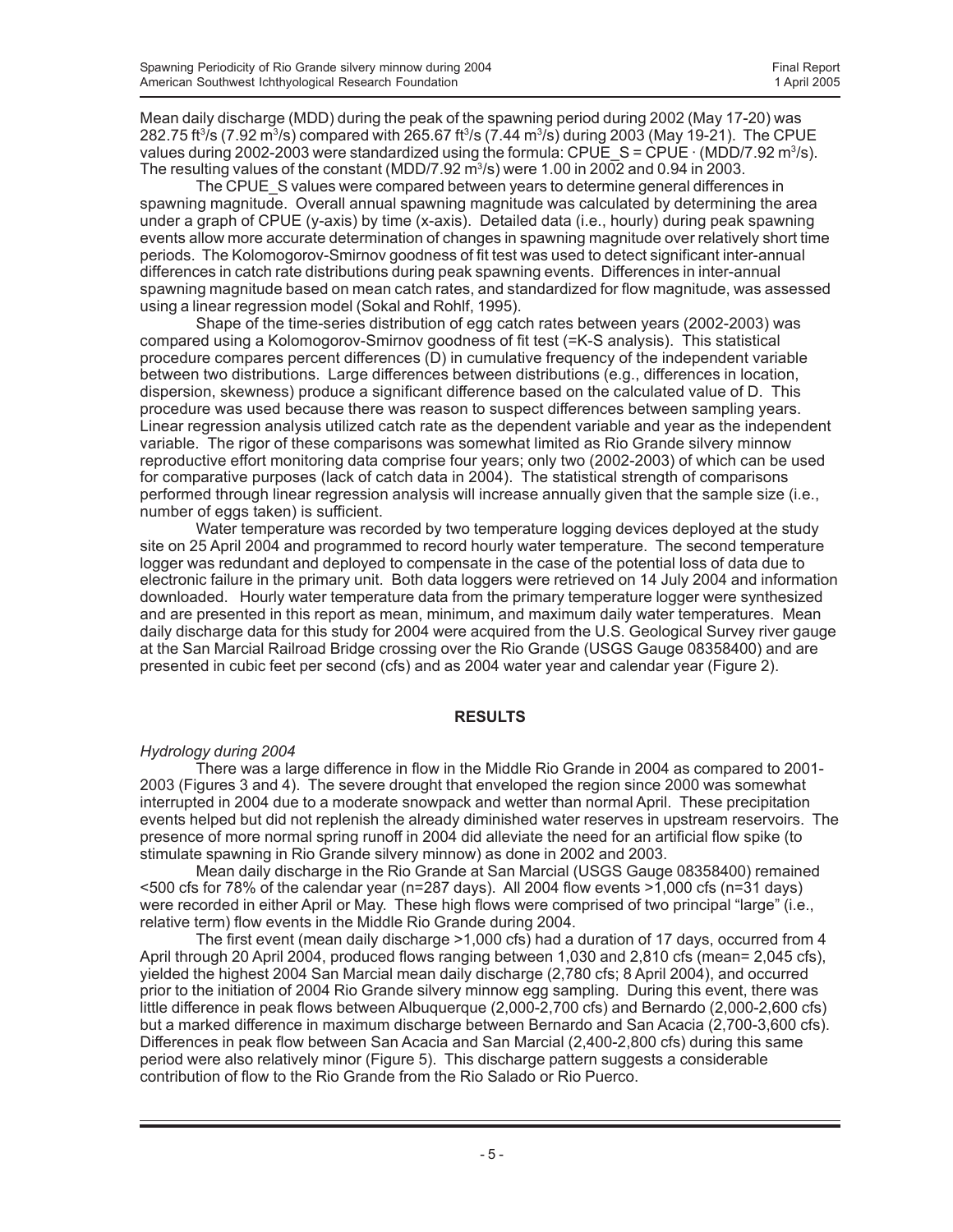Mean daily discharge (MDD) during the peak of the spawning period during 2002 (May 17-20) was 282.75 $ft^3/s$ (7.92 $m^3/s$) compared with 265.67 $ft^3/s$ (7.44 $m^3/s$) during 2003 (May 19-21). The CPUE values during 2002-2003 were standardized using the formula: $CPUE\_S = CPUE \cdot (MDD/7.92\ m^3/s)$. The resulting values of the constant (MDD/7.92 $m^3/s$) were 1.00 in 2002 and 0.94 in 2003.

The CPUE_S values were compared between years to determine general differences in spawning magnitude. Overall annual spawning magnitude was calculated by determining the area under a graph of CPUE (y-axis) by time (x-axis). Detailed data (i.e., hourly) during peak spawning events allow more accurate determination of changes in spawning magnitude over relatively short time periods. The Kolomogorov-Smirnov goodness of fit test was used to detect significant inter-annual differences in catch rate distributions during peak spawning events. Differences in inter-annual spawning magnitude based on mean catch rates, and standardized for flow magnitude, was assessed using a linear regression model (Sokal and Rohlf, 1995).

Shape of the time-series distribution of egg catch rates between years (2002-2003) was compared using a Kolomogorov-Smirnov goodness of fit test (=K-S analysis). This statistical procedure compares percent differences (D) in cumulative frequency of the independent variable between two distributions. Large differences between distributions (e.g., differences in location, dispersion, skewness) produce a significant difference based on the calculated value of D. This procedure was used because there was reason to suspect differences between sampling years. Linear regression analysis utilized catch rate as the dependent variable and year as the independent variable. The rigor of these comparisons was somewhat limited as Rio Grande silvery minnow reproductive effort monitoring data comprise four years; only two (2002-2003) of which can be used for comparative purposes (lack of catch data in 2004). The statistical strength of comparisons performed through linear regression analysis will increase annually given that the sample size (i.e., number of eggs taken) is sufficient.

Water temperature was recorded by two temperature logging devices deployed at the study site on 25 April 2004 and programmed to record hourly water temperature. The second temperature logger was redundant and deployed to compensate in the case of the potential loss of data due to electronic failure in the primary unit. Both data loggers were retrieved on 14 July 2004 and information downloaded. Hourly water temperature data from the primary temperature logger were synthesized and are presented in this report as mean, minimum, and maximum daily water temperatures. Mean daily discharge data for this study for 2004 were acquired from the U.S. Geological Survey river gauge at the San Marcial Railroad Bridge crossing over the Rio Grande (USGS Gauge 08358400) and are presented in cubic feet per second (cfs) and as 2004 water year and calendar year (Figure 2).

## RESULTS

*Hydrology during 2004*

There was a large difference in flow in the Middle Rio Grande in 2004 as compared to 2001-2003 (Figures 3 and 4). The severe drought that enveloped the region since 2000 was somewhat interrupted in 2004 due to a moderate snowpack and wetter than normal April. These precipitation events helped but did not replenish the already diminished water reserves in upstream reservoirs. The presence of more normal spring runoff in 2004 did alleviate the need for an artificial flow spike (to stimulate spawning in Rio Grande silvery minnow) as done in 2002 and 2003.

Mean daily discharge in the Rio Grande at San Marcial (USGS Gauge 08358400) remained <500 cfs for 78% of the calendar year (n=287 days). All 2004 flow events >1,000 cfs (n=31 days) were recorded in either April or May. These high flows were comprised of two principal "large" (i.e., relative term) flow events in the Middle Rio Grande during 2004.

The first event (mean daily discharge >1,000 cfs) had a duration of 17 days, occurred from 4 April through 20 April 2004, produced flows ranging between 1,030 and 2,810 cfs (mean= 2,045 cfs), yielded the highest 2004 San Marcial mean daily discharge (2,780 cfs; 8 April 2004), and occurred prior to the initiation of 2004 Rio Grande silvery minnow egg sampling. During this event, there was little difference in peak flows between Albuquerque (2,000-2,700 cfs) and Bernardo (2,000-2,600 cfs) but a marked difference in maximum discharge between Bernardo and San Acacia (2,700-3,600 cfs). Differences in peak flow between San Acacia and San Marcial (2,400-2,800 cfs) during this same period were also relatively minor (Figure 5). This discharge pattern suggests a considerable contribution of flow to the Rio Grande from the Rio Salado or Rio Puerco.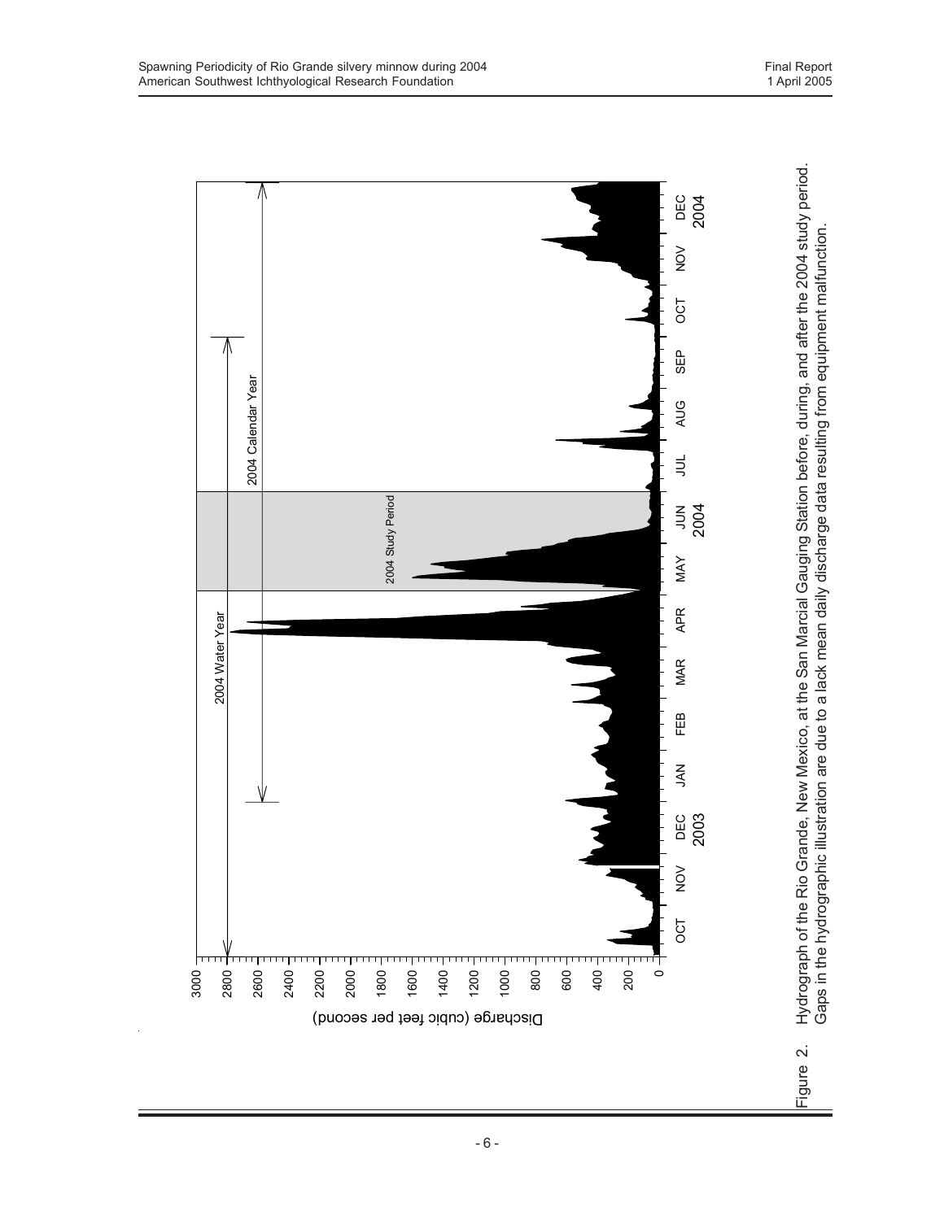Figure 2. Hydrograph of the Rio Grande, New Mexico, at the San Marcial Gauging Station before, during, and after the 2004 study period. Gaps in the hydrographic illustration are due to a lack mean daily discharge data resulting from equipment malfunction.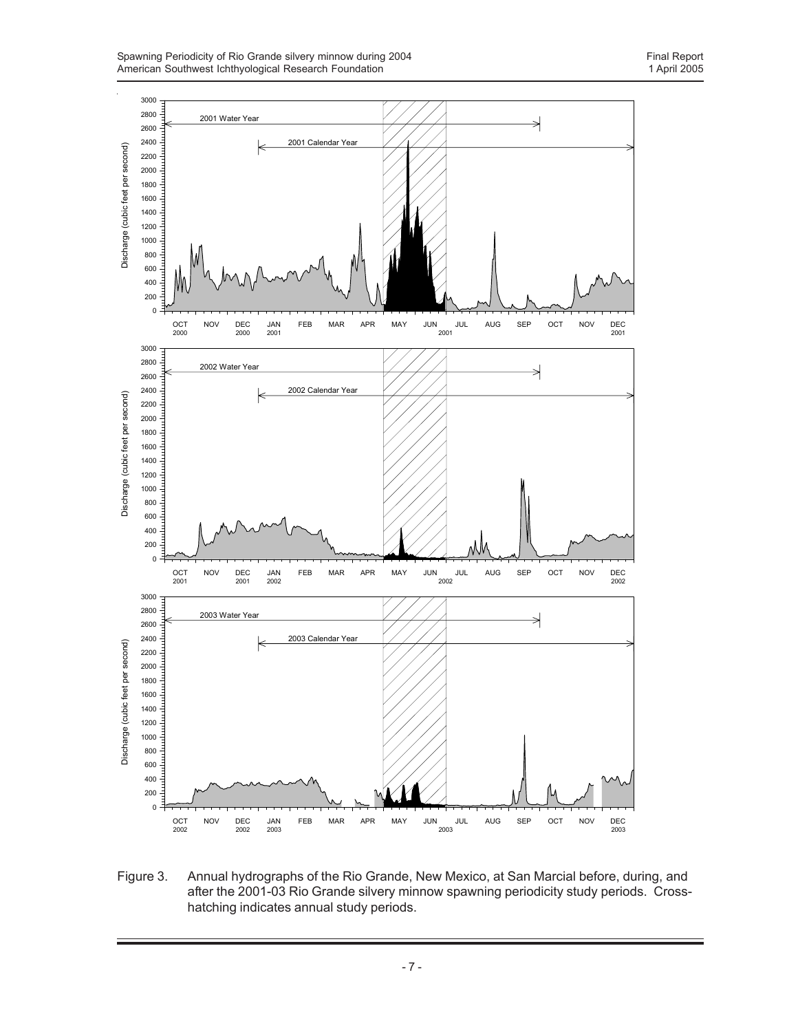Figure 3. Annual hydrographs of the Rio Grande, New Mexico, at San Marcial before, during, and after the 2001-03 Rio Grande silvery minnow spawning periodicity study periods. Cross-hatching indicates annual study periods.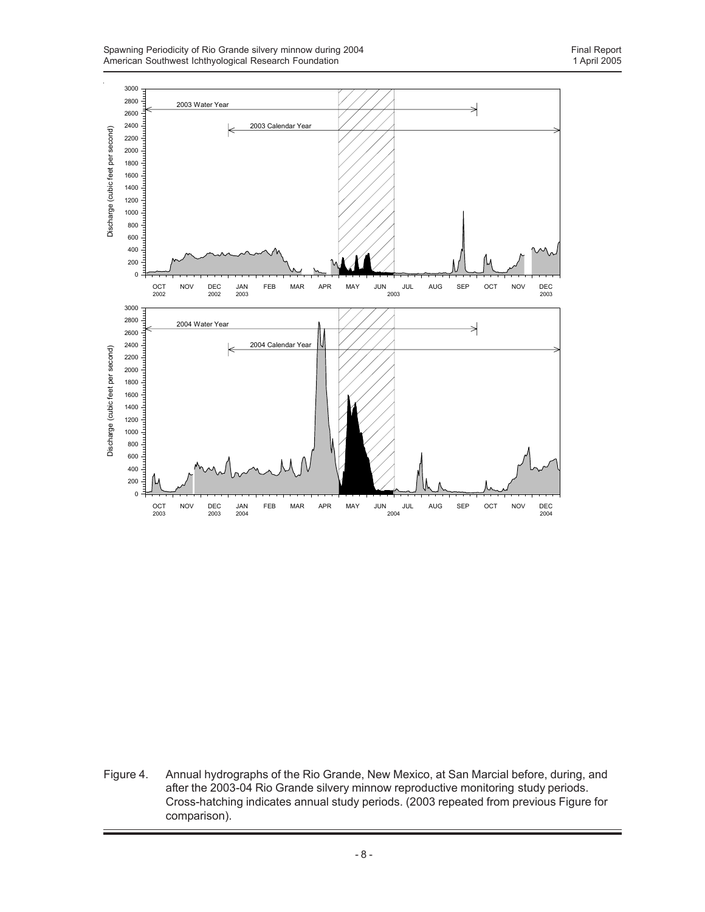Figure 4. Annual hydrographs of the Rio Grande, New Mexico, at San Marcial before, during, and after the 2003-04 Rio Grande silvery minnow reproductive monitoring study periods. Cross-hatching indicates annual study periods. (2003 repeated from previous Figure for comparison).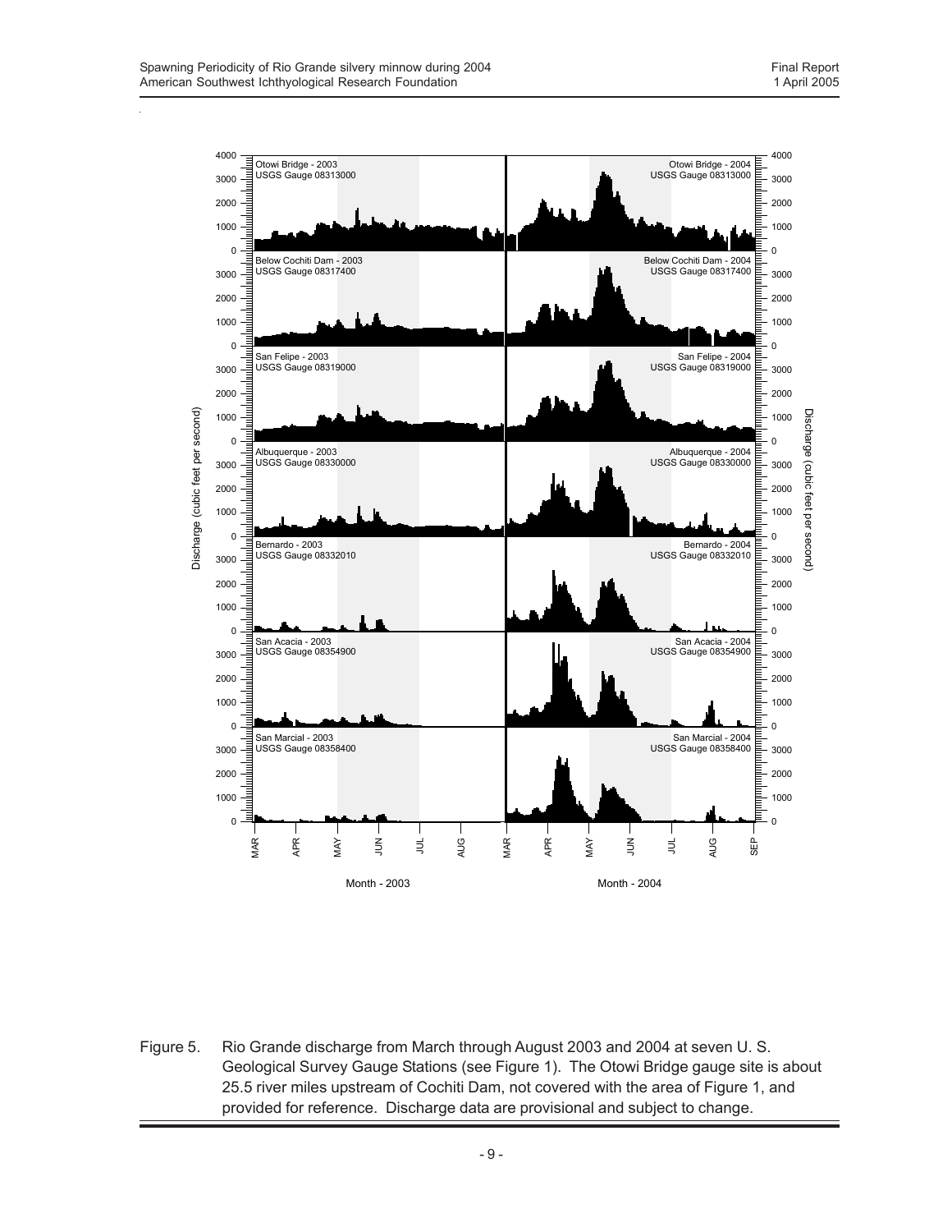Figure 5. Rio Grande discharge from March through August 2003 and 2004 at seven U. S. Geological Survey Gauge Stations (see Figure 1). The Otowi Bridge gauge site is about 25.5 river miles upstream of Cochiti Dam, not covered with the area of Figure 1, and provided for reference. Discharge data are provisional and subject to change.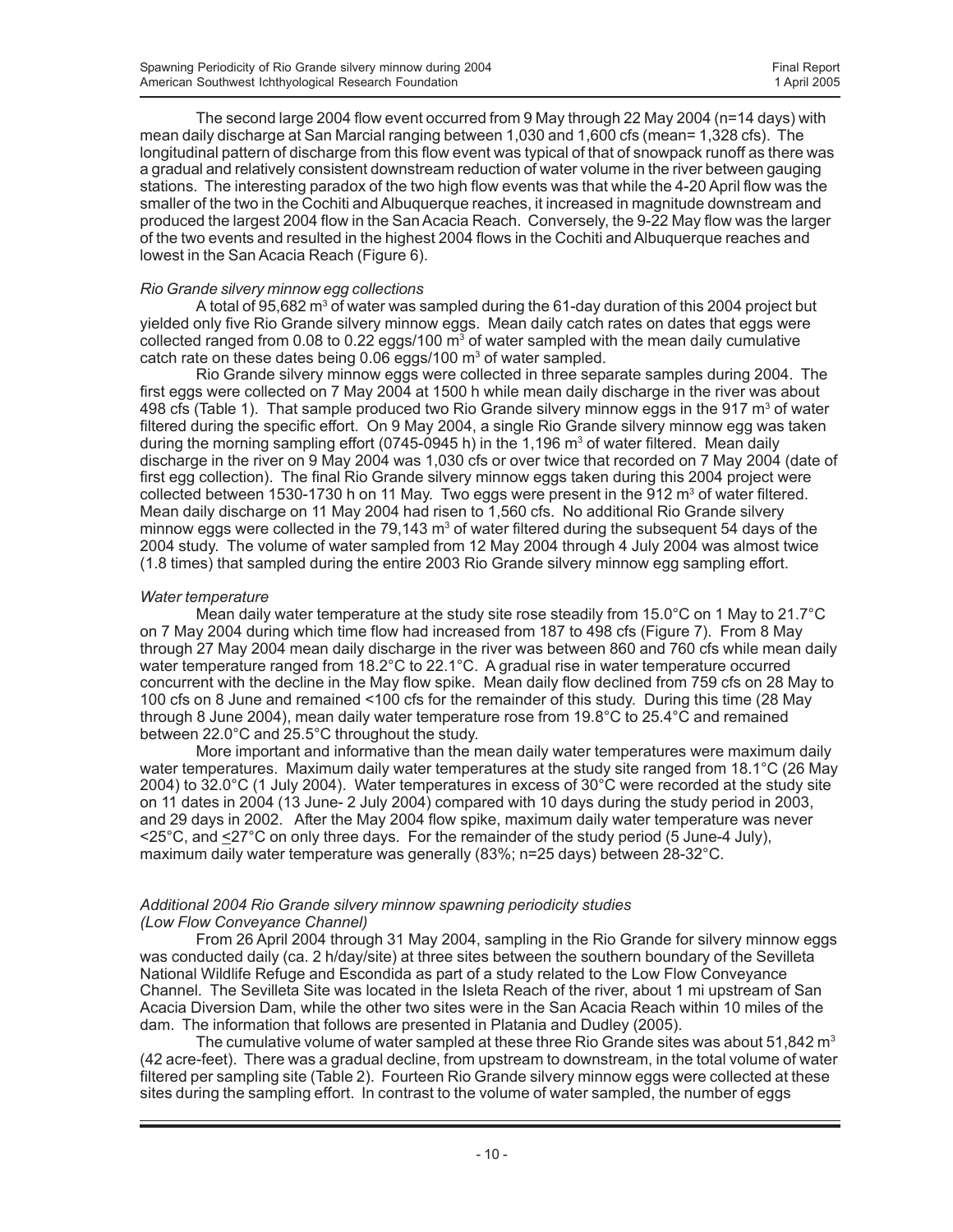The second large 2004 flow event occurred from 9 May through 22 May 2004 (n=14 days) with mean daily discharge at San Marcial ranging between 1,030 and 1,600 cfs (mean= 1,328 cfs). The longitudinal pattern of discharge from this flow event was typical of that of snowpack runoff as there was a gradual and relatively consistent downstream reduction of water volume in the river between gauging stations. The interesting paradox of the two high flow events was that while the 4-20 April flow was the smaller of the two in the Cochiti and Albuquerque reaches, it increased in magnitude downstream and produced the largest 2004 flow in the San Acacia Reach. Conversely, the 9-22 May flow was the larger of the two events and resulted in the highest 2004 flows in the Cochiti and Albuquerque reaches and lowest in the San Acacia Reach (Figure 6).

*Rio Grande silvery minnow egg collections*

A total of 95,682 m$^3$ of water was sampled during the 61-day duration of this 2004 project but yielded only five Rio Grande silvery minnow eggs. Mean daily catch rates on dates that eggs were collected ranged from 0.08 to 0.22 eggs/100 m$^3$ of water sampled with the mean daily cumulative catch rate on these dates being 0.06 eggs/100 m$^3$ of water sampled.

Rio Grande silvery minnow eggs were collected in three separate samples during 2004. The first eggs were collected on 7 May 2004 at 1500 h while mean daily discharge in the river was about 498 cfs (Table 1). That sample produced two Rio Grande silvery minnow eggs in the 917 m$^3$ of water filtered during the specific effort. On 9 May 2004, a single Rio Grande silvery minnow egg was taken during the morning sampling effort (0745-0945 h) in the 1,196 m$^3$ of water filtered. Mean daily discharge in the river on 9 May 2004 was 1,030 cfs or over twice that recorded on 7 May 2004 (date of first egg collection). The final Rio Grande silvery minnow eggs taken during this 2004 project were collected between 1530-1730 h on 11 May. Two eggs were present in the 912 m$^3$ of water filtered. Mean daily discharge on 11 May 2004 had risen to 1,560 cfs. No additional Rio Grande silvery minnow eggs were collected in the 79,143 m$^3$ of water filtered during the subsequent 54 days of the 2004 study. The volume of water sampled from 12 May 2004 through 4 July 2004 was almost twice (1.8 times) that sampled during the entire 2003 Rio Grande silvery minnow egg sampling effort.

*Water temperature*

Mean daily water temperature at the study site rose steadily from 15.0°C on 1 May to 21.7°C on 7 May 2004 during which time flow had increased from 187 to 498 cfs (Figure 7). From 8 May through 27 May 2004 mean daily discharge in the river was between 860 and 760 cfs while mean daily water temperature ranged from 18.2°C to 22.1°C. A gradual rise in water temperature occurred concurrent with the decline in the May flow spike. Mean daily flow declined from 759 cfs on 28 May to 100 cfs on 8 June and remained <100 cfs for the remainder of this study. During this time (28 May through 8 June 2004), mean daily water temperature rose from 19.8°C to 25.4°C and remained between 22.0°C and 25.5°C throughout the study.

More important and informative than the mean daily water temperatures were maximum daily water temperatures. Maximum daily water temperatures at the study site ranged from 18.1°C (26 May 2004) to 32.0°C (1 July 2004). Water temperatures in excess of 30°C were recorded at the study site on 11 dates in 2004 (13 June- 2 July 2004) compared with 10 days during the study period in 2003, and 29 days in 2002. After the May 2004 flow spike, maximum daily water temperature was never <25°C, and ≤27°C on only three days. For the remainder of the study period (5 June-4 July), maximum daily water temperature was generally (83%; n=25 days) between 28-32°C.

*Additional 2004 Rio Grande silvery minnow spawning periodicity studies (Low Flow Conveyance Channel)*

From 26 April 2004 through 31 May 2004, sampling in the Rio Grande for silvery minnow eggs was conducted daily (ca. 2 h/day/site) at three sites between the southern boundary of the Sevilleta National Wildlife Refuge and Escondida as part of a study related to the Low Flow Conveyance Channel. The Sevilleta Site was located in the Isleta Reach of the river, about 1 mi upstream of San Acacia Diversion Dam, while the other two sites were in the San Acacia Reach within 10 miles of the dam. The information that follows are presented in Platania and Dudley (2005).

The cumulative volume of water sampled at these three Rio Grande sites was about 51,842 m$^3$ (42 acre-feet). There was a gradual decline, from upstream to downstream, in the total volume of water filtered per sampling site (Table 2). Fourteen Rio Grande silvery minnow eggs were collected at these sites during the sampling effort. In contrast to the volume of water sampled, the number of eggs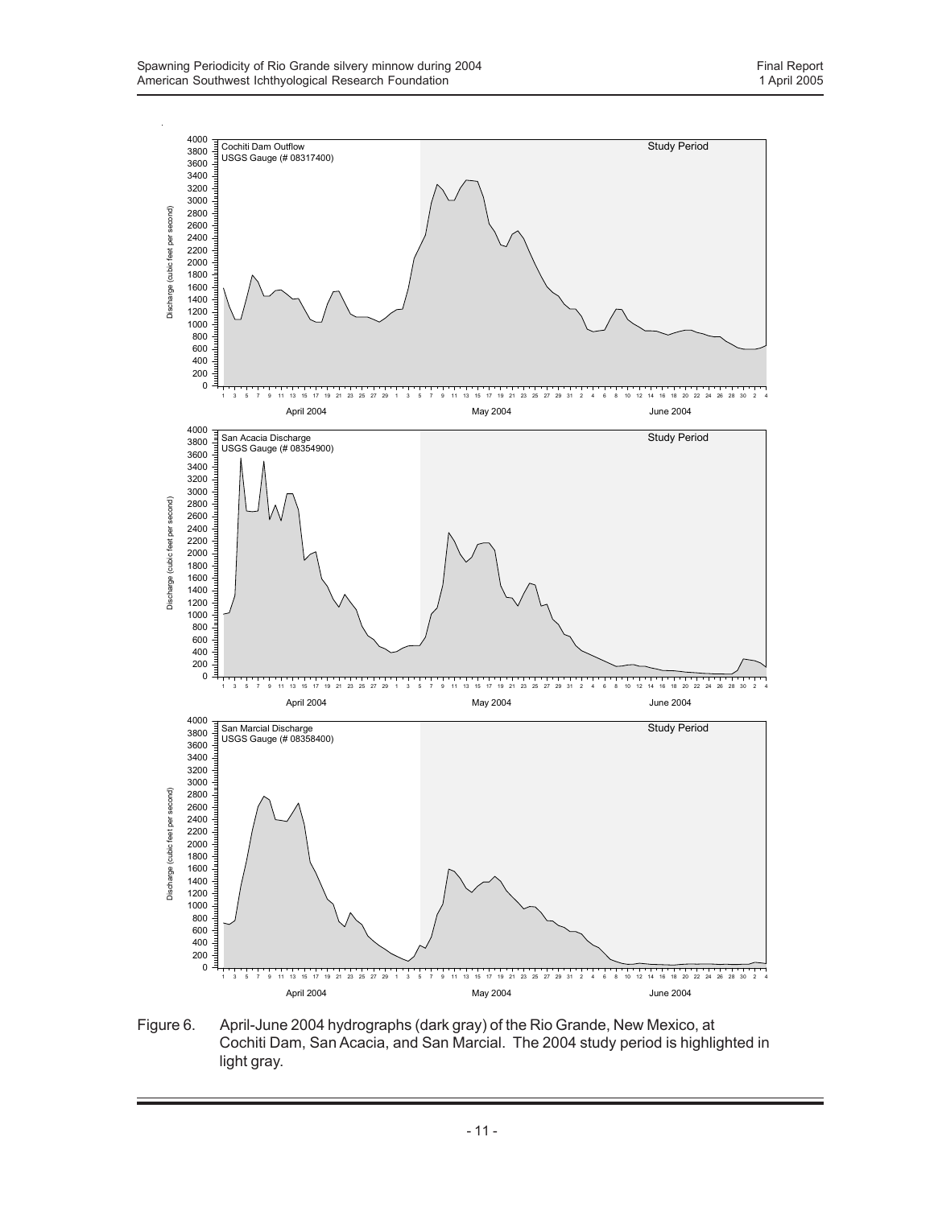Figure 6. April-June 2004 hydrographs (dark gray) of the Rio Grande, New Mexico, at Cochiti Dam, San Acacia, and San Marcial. The 2004 study period is highlighted in light gray.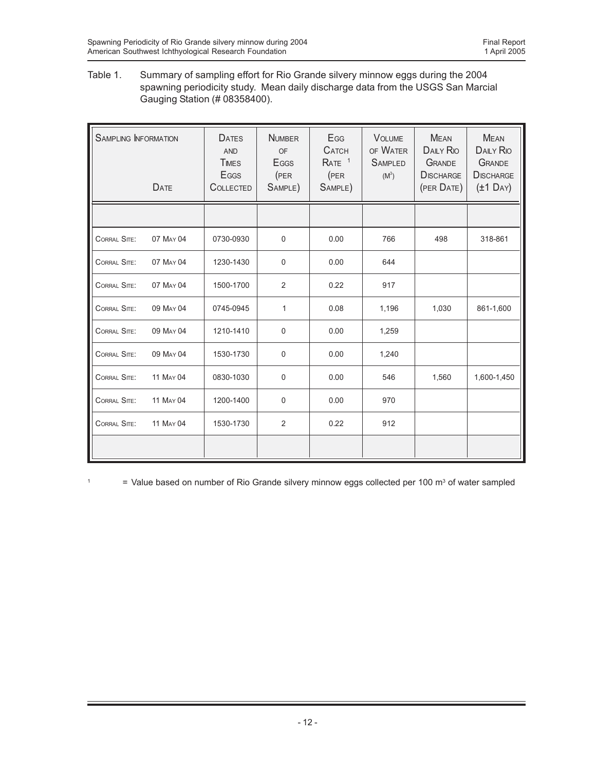Table 1. Summary of sampling effort for Rio Grande silvery minnow eggs during the 2004 spawning periodicity study. Mean daily discharge data from the USGS San Marcial Gauging Station (# 08358400).

| Sampling Information | Date | Dates and Times Eggs Collected | Number of Eggs (per Sample) | Egg Catch Rate [1] (per Sample) | Volume of Water Sampled ($M^3$) | Mean Daily Rio Grande Discharge (per Date) | Mean Daily Rio Grande Discharge (±1 Day) |
|---|---|---|---|---|---|---|---|
| | | | | | | | |
| Corral Site: | 07 May 04 | 0730-0930 | 0 | 0.00 | 766 | 498 | 318-861 |
| Corral Site: | 07 May 04 | 1230-1430 | 0 | 0.00 | 644 | | |
| Corral Site: | 07 May 04 | 1500-1700 | 2 | 0.22 | 917 | | |
| Corral Site: | 09 May 04 | 0745-0945 | 1 | 0.08 | 1,196 | 1,030 | 861-1,600 |
| Corral Site: | 09 May 04 | 1210-1410 | 0 | 0.00 | 1,259 | | |
| Corral Site: | 09 May 04 | 1530-1730 | 0 | 0.00 | 1,240 | | |
| Corral Site: | 11 May 04 | 0830-1030 | 0 | 0.00 | 546 | 1,560 | 1,600-1,450 |
| Corral Site: | 11 May 04 | 1200-1400 | 0 | 0.00 | 970 | | |
| Corral Site: | 11 May 04 | 1530-1730 | 2 | 0.22 | 912 | | |
| | | | | | | | |

[1] = Value based on number of Rio Grande silvery minnow eggs collected per 100 $m^3$ of water sampled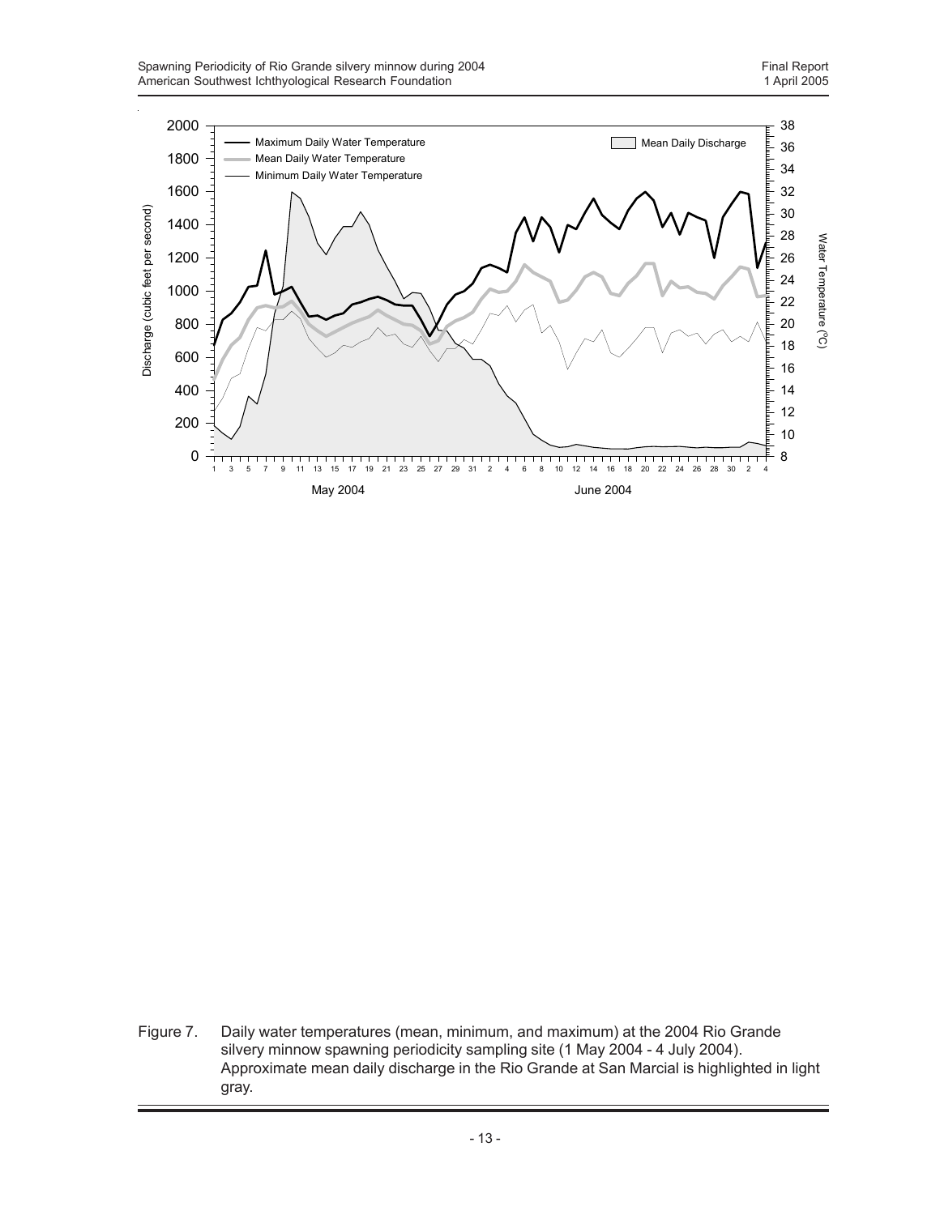Figure 7. Daily water temperatures (mean, minimum, and maximum) at the 2004 Rio Grande silvery minnow spawning periodicity sampling site (1 May 2004 - 4 July 2004). Approximate mean daily discharge in the Rio Grande at San Marcial is highlighted in light gray.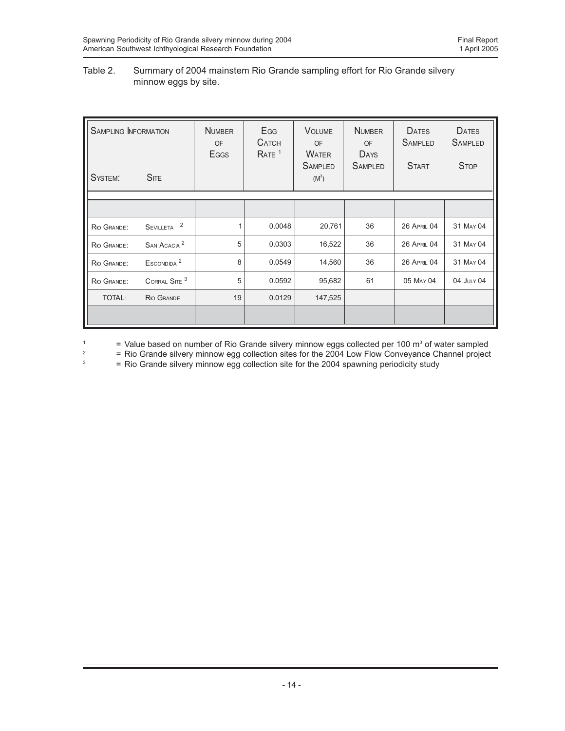Table 2. Summary of 2004 mainstem Rio Grande sampling effort for Rio Grande silvery minnow eggs by site.

| Sampling Information System: | Site | Number of Eggs | Egg Catch Rate [1] | Volume of Water Sampled ($M^3$) | Number of Days Sampled | Dates Sampled Start | Dates Sampled Stop |
|---|---|---|---|---|---|---|---|
| | | | | | | | |
| Rio Grande: | Sevilleta [2] | 1 | 0.0048 | 20,761 | 36 | 26 April 04 | 31 May 04 |
| Rio Grande: | San Acacia [2] | 5 | 0.0303 | 16,522 | 36 | 26 April 04 | 31 May 04 |
| Rio Grande: | Escondida [2] | 8 | 0.0549 | 14,560 | 36 | 26 April 04 | 31 May 04 |
| Rio Grande: | Corral Site [3] | 5 | 0.0592 | 95,682 | 61 | 05 May 04 | 04 July 04 |
| TOTAL: | Rio Grande | 19 | 0.0129 | 147,525 | | | |
| | | | | | | | |

[1] = Value based on number of Rio Grande silvery minnow eggs collected per 100 $m^3$ of water sampled

[2] = Rio Grande silvery minnow egg collection sites for the 2004 Low Flow Conveyance Channel project

[3] = Rio Grande silvery minnow egg collection site for the 2004 spawning periodicity study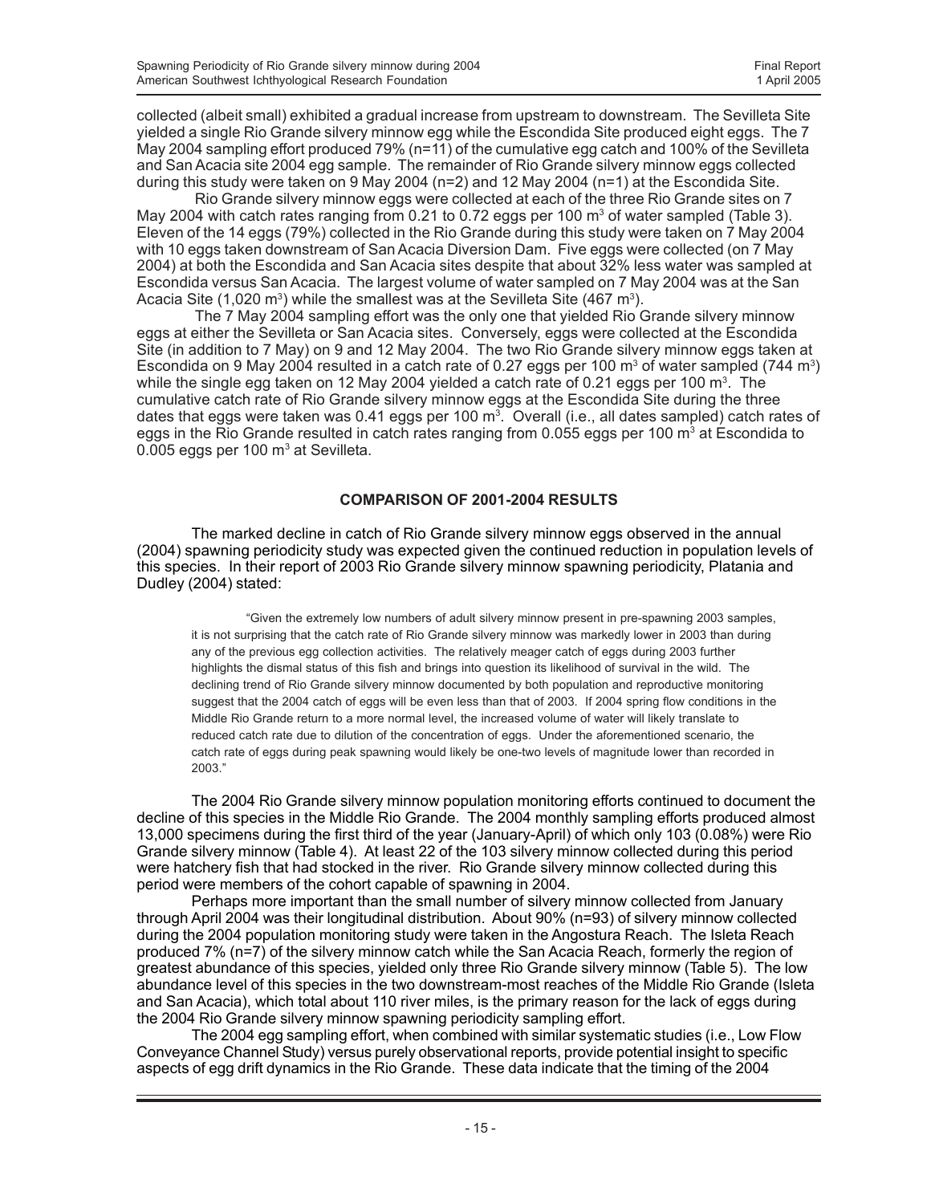collected (albeit small) exhibited a gradual increase from upstream to downstream. The Sevilleta Site yielded a single Rio Grande silvery minnow egg while the Escondida Site produced eight eggs. The 7 May 2004 sampling effort produced 79% (n=11) of the cumulative egg catch and 100% of the Sevilleta and San Acacia site 2004 egg sample. The remainder of Rio Grande silvery minnow eggs collected during this study were taken on 9 May 2004 (n=2) and 12 May 2004 (n=1) at the Escondida Site.

Rio Grande silvery minnow eggs were collected at each of the three Rio Grande sites on 7 May 2004 with catch rates ranging from 0.21 to 0.72 eggs per 100 $m^3$ of water sampled (Table 3). Eleven of the 14 eggs (79%) collected in the Rio Grande during this study were taken on 7 May 2004 with 10 eggs taken downstream of San Acacia Diversion Dam. Five eggs were collected (on 7 May 2004) at both the Escondida and San Acacia sites despite that about 32% less water was sampled at Escondida versus San Acacia. The largest volume of water sampled on 7 May 2004 was at the San Acacia Site (1,020 $m^3$) while the smallest was at the Sevilleta Site (467 $m^3$).

The 7 May 2004 sampling effort was the only one that yielded Rio Grande silvery minnow eggs at either the Sevilleta or San Acacia sites. Conversely, eggs were collected at the Escondida Site (in addition to 7 May) on 9 and 12 May 2004. The two Rio Grande silvery minnow eggs taken at Escondida on 9 May 2004 resulted in a catch rate of 0.27 eggs per 100 $m^3$ of water sampled (744 $m^3$) while the single egg taken on 12 May 2004 yielded a catch rate of 0.21 eggs per 100 $m^3$. The cumulative catch rate of Rio Grande silvery minnow eggs at the Escondida Site during the three dates that eggs were taken was 0.41 eggs per 100 $m^3$. Overall (i.e., all dates sampled) catch rates of eggs in the Rio Grande resulted in catch rates ranging from 0.055 eggs per 100 $m^3$ at Escondida to 0.005 eggs per 100 $m^3$ at Sevilleta.

## COMPARISON OF 2001-2004 RESULTS

The marked decline in catch of Rio Grande silvery minnow eggs observed in the annual (2004) spawning periodicity study was expected given the continued reduction in population levels of this species. In their report of 2003 Rio Grande silvery minnow spawning periodicity, Platania and Dudley (2004) stated:

> "Given the extremely low numbers of adult silvery minnow present in pre-spawning 2003 samples, it is not surprising that the catch rate of Rio Grande silvery minnow was markedly lower in 2003 than during any of the previous egg collection activities. The relatively meager catch of eggs during 2003 further highlights the dismal status of this fish and brings into question its likelihood of survival in the wild. The declining trend of Rio Grande silvery minnow documented by both population and reproductive monitoring suggest that the 2004 catch of eggs will be even less than that of 2003. If 2004 spring flow conditions in the Middle Rio Grande return to a more normal level, the increased volume of water will likely translate to reduced catch rate due to dilution of the concentration of eggs. Under the aforementioned scenario, the catch rate of eggs during peak spawning would likely be one-two levels of magnitude lower than recorded in 2003."

The 2004 Rio Grande silvery minnow population monitoring efforts continued to document the decline of this species in the Middle Rio Grande. The 2004 monthly sampling efforts produced almost 13,000 specimens during the first third of the year (January-April) of which only 103 (0.08%) were Rio Grande silvery minnow (Table 4). At least 22 of the 103 silvery minnow collected during this period were hatchery fish that had stocked in the river. Rio Grande silvery minnow collected during this period were members of the cohort capable of spawning in 2004.

Perhaps more important than the small number of silvery minnow collected from January through April 2004 was their longitudinal distribution. About 90% (n=93) of silvery minnow collected during the 2004 population monitoring study were taken in the Angostura Reach. The Isleta Reach produced 7% (n=7) of the silvery minnow catch while the San Acacia Reach, formerly the region of greatest abundance of this species, yielded only three Rio Grande silvery minnow (Table 5). The low abundance level of this species in the two downstream-most reaches of the Middle Rio Grande (Isleta and San Acacia), which total about 110 river miles, is the primary reason for the lack of eggs during the 2004 Rio Grande silvery minnow spawning periodicity sampling effort.

The 2004 egg sampling effort, when combined with similar systematic studies (i.e., Low Flow Conveyance Channel Study) versus purely observational reports, provide potential insight to specific aspects of egg drift dynamics in the Rio Grande. These data indicate that the timing of the 2004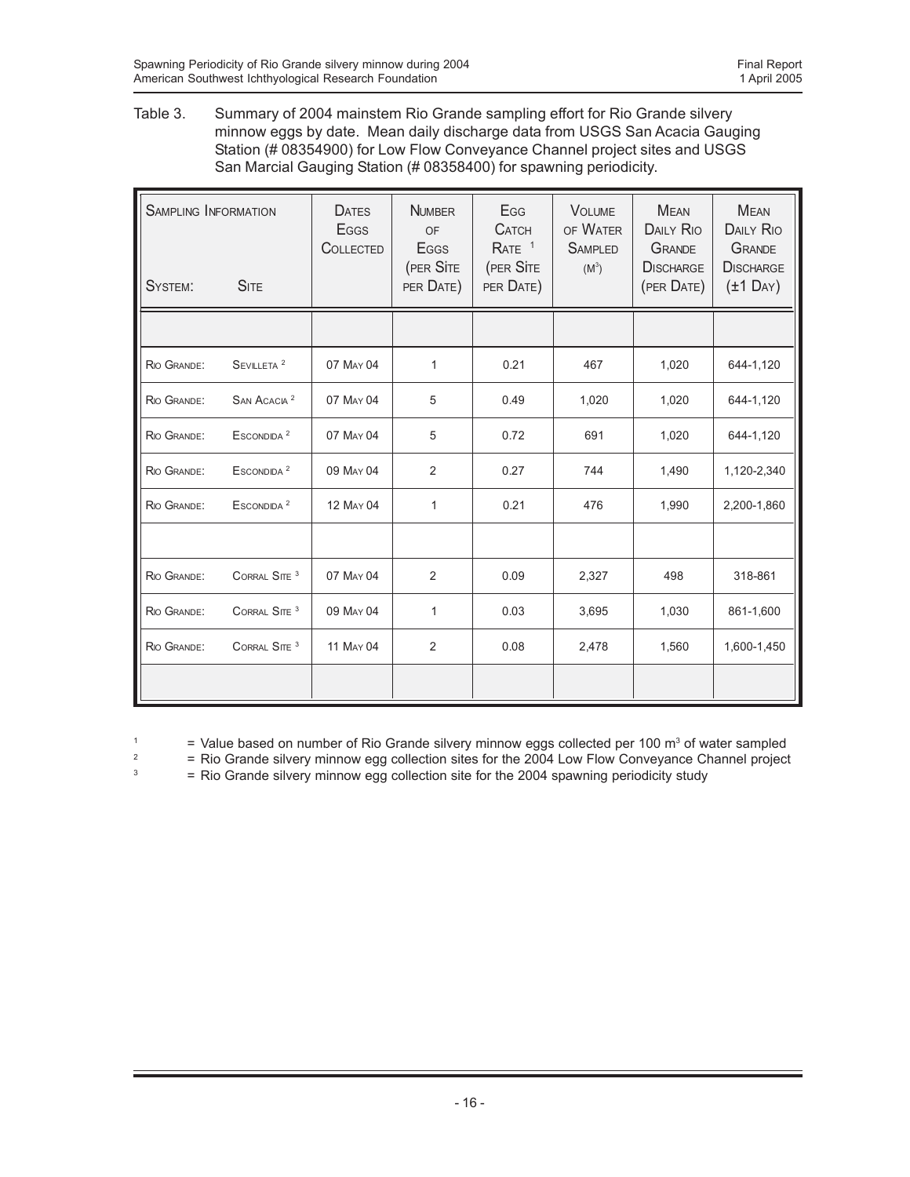Table 3. Summary of 2004 mainstem Rio Grande sampling effort for Rio Grande silvery minnow eggs by date. Mean daily discharge data from USGS San Acacia Gauging Station (# 08354900) for Low Flow Conveyance Channel project sites and USGS San Marcial Gauging Station (# 08358400) for spawning periodicity.

| Sampling Information | | Dates Eggs Collected | Number of Eggs (per Site per Date) | Egg Catch Rate [1] (per Site per Date) | Volume of Water Sampled ($M^3$) | Mean Daily Rio Grande Discharge (per Date) | Mean Daily Rio Grande Discharge (±1 Day) |
|---|---|---|---|---|---|---|---|
| System: | Site | | | | | | |
| | | | | | | | |
| Rio Grande: | Sevilleta [2] | 07 May 04 | 1 | 0.21 | 467 | 1,020 | 644-1,120 |
| Rio Grande: | San Acacia [2] | 07 May 04 | 5 | 0.49 | 1,020 | 1,020 | 644-1,120 |
| Rio Grande: | Escondida [2] | 07 May 04 | 5 | 0.72 | 691 | 1,020 | 644-1,120 |
| Rio Grande: | Escondida [2] | 09 May 04 | 2 | 0.27 | 744 | 1,490 | 1,120-2,340 |
| Rio Grande: | Escondida [2] | 12 May 04 | 1 | 0.21 | 476 | 1,990 | 2,200-1,860 |
| | | | | | | | |
| Rio Grande: | Corral Site [3] | 07 May 04 | 2 | 0.09 | 2,327 | 498 | 318-861 |
| Rio Grande: | Corral Site [3] | 09 May 04 | 1 | 0.03 | 3,695 | 1,030 | 861-1,600 |
| Rio Grande: | Corral Site [3] | 11 May 04 | 2 | 0.08 | 2,478 | 1,560 | 1,600-1,450 |
| | | | | | | | |

[1] = Value based on number of Rio Grande silvery minnow eggs collected per 100 $m^3$ of water sampled

[2] = Rio Grande silvery minnow egg collection sites for the 2004 Low Flow Conveyance Channel project

[3] = Rio Grande silvery minnow egg collection site for the 2004 spawning periodicity study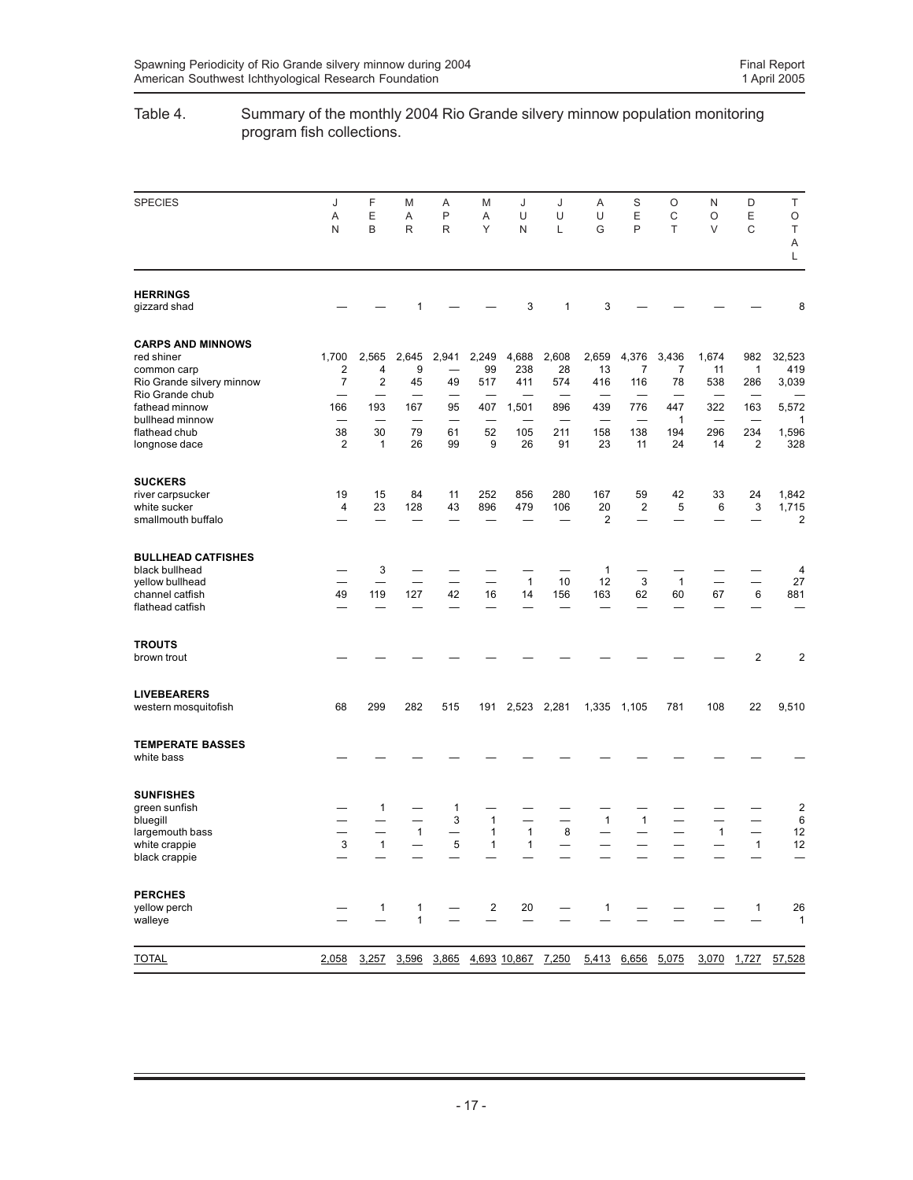Table 4. Summary of the monthly 2004 Rio Grande silvery minnow population monitoring program fish collections.

| SPECIES | JAN | FEB | MAR | APR | MAY | JUN | JUL | AUG | SEP | OCT | NOV | DEC | TOTAL |
|---|---|---|---|---|---|---|---|---|---|---|---|---|---|
| **HERRINGS** | | | | | | | | | | | | | |
| gizzard shad | — | — | 1 | — | — | 3 | 1 | 3 | — | — | — | — | 8 |
| **CARPS AND MINNOWS** | | | | | | | | | | | | | |
| red shiner | 1,700 | 2,565 | 2,645 | 2,941 | 2,249 | 4,688 | 2,608 | 2,659 | 4,376 | 3,436 | 1,674 | 982 | 32,523 |
| common carp | 2 | 4 | 9 | — | 99 | 238 | 28 | 13 | 7 | 7 | 11 | 1 | 419 |
| Rio Grande silvery minnow | 7 | 2 | 45 | 49 | 517 | 411 | 574 | 416 | 116 | 78 | 538 | 286 | 3,039 |
| Rio Grande chub | — | — | — | — | — | — | — | — | — | — | — | — | — |
| fathead minnow | 166 | 193 | 167 | 95 | 407 | 1,501 | 896 | 439 | 776 | 447 | 322 | 163 | 5,572 |
| bullhead minnow | — | — | — | — | — | — | — | — | — | 1 | — | — | 1 |
| flathead chub | 38 | 30 | 79 | 61 | 52 | 105 | 211 | 158 | 138 | 194 | 296 | 234 | 1,596 |
| longnose dace | 2 | 1 | 26 | 99 | 9 | 26 | 91 | 23 | 11 | 24 | 14 | 2 | 328 |
| **SUCKERS** | | | | | | | | | | | | | |
| river carpsucker | 19 | 15 | 84 | 11 | 252 | 856 | 280 | 167 | 59 | 42 | 33 | 24 | 1,842 |
| white sucker | 4 | 23 | 128 | 43 | 896 | 479 | 106 | 20 | 2 | 5 | 6 | 3 | 1,715 |
| smallmouth buffalo | — | — | — | — | — | — | — | 2 | — | — | — | — | 2 |
| **BULLHEAD CATFISHES** | | | | | | | | | | | | | |
| black bullhead | — | 3 | — | — | — | — | — | 1 | — | — | — | — | 4 |
| yellow bullhead | — | — | — | — | — | 1 | 10 | 12 | 3 | 1 | — | — | 27 |
| channel catfish | 49 | 119 | 127 | 42 | 16 | 14 | 156 | 163 | 62 | 60 | 67 | 6 | 881 |
| flathead catfish | — | — | — | — | — | — | — | — | — | — | — | — | — |
| **TROUTS** | | | | | | | | | | | | | |
| brown trout | — | — | — | — | — | — | — | — | — | — | — | 2 | 2 |
| **LIVEBEARERS** | | | | | | | | | | | | | |
| western mosquitofish | 68 | 299 | 282 | 515 | 191 | 2,523 | 2,281 | 1,335 | 1,105 | 781 | 108 | 22 | 9,510 |
| **TEMPERATE BASSES** | | | | | | | | | | | | | |
| white bass | — | — | — | — | — | — | — | — | — | — | — | — | — |
| **SUNFISHES** | | | | | | | | | | | | | |
| green sunfish | — | 1 | — | 1 | — | — | — | — | — | — | — | — | 2 |
| bluegill | — | — | — | 3 | 1 | — | — | 1 | 1 | — | — | — | 6 |
| largemouth bass | — | — | 1 | — | 1 | 1 | 8 | — | — | — | 1 | — | 12 |
| white crappie | 3 | 1 | — | 5 | 1 | 1 | — | — | — | — | — | 1 | 12 |
| black crappie | — | — | — | — | — | — | — | — | — | — | — | — | — |
| **PERCHES** | | | | | | | | | | | | | |
| yellow perch | — | 1 | 1 | — | 2 | 20 | — | 1 | — | — | — | 1 | 26 |
| walleye | — | — | 1 | — | — | — | — | — | — | — | — | — | 1 |
| TOTAL | 2,058 | 3,257 | 3,596 | 3,865 | 4,693 | 10,867 | 7,250 | 5,413 | 6,656 | 5,075 | 3,070 | 1,727 | 57,528 |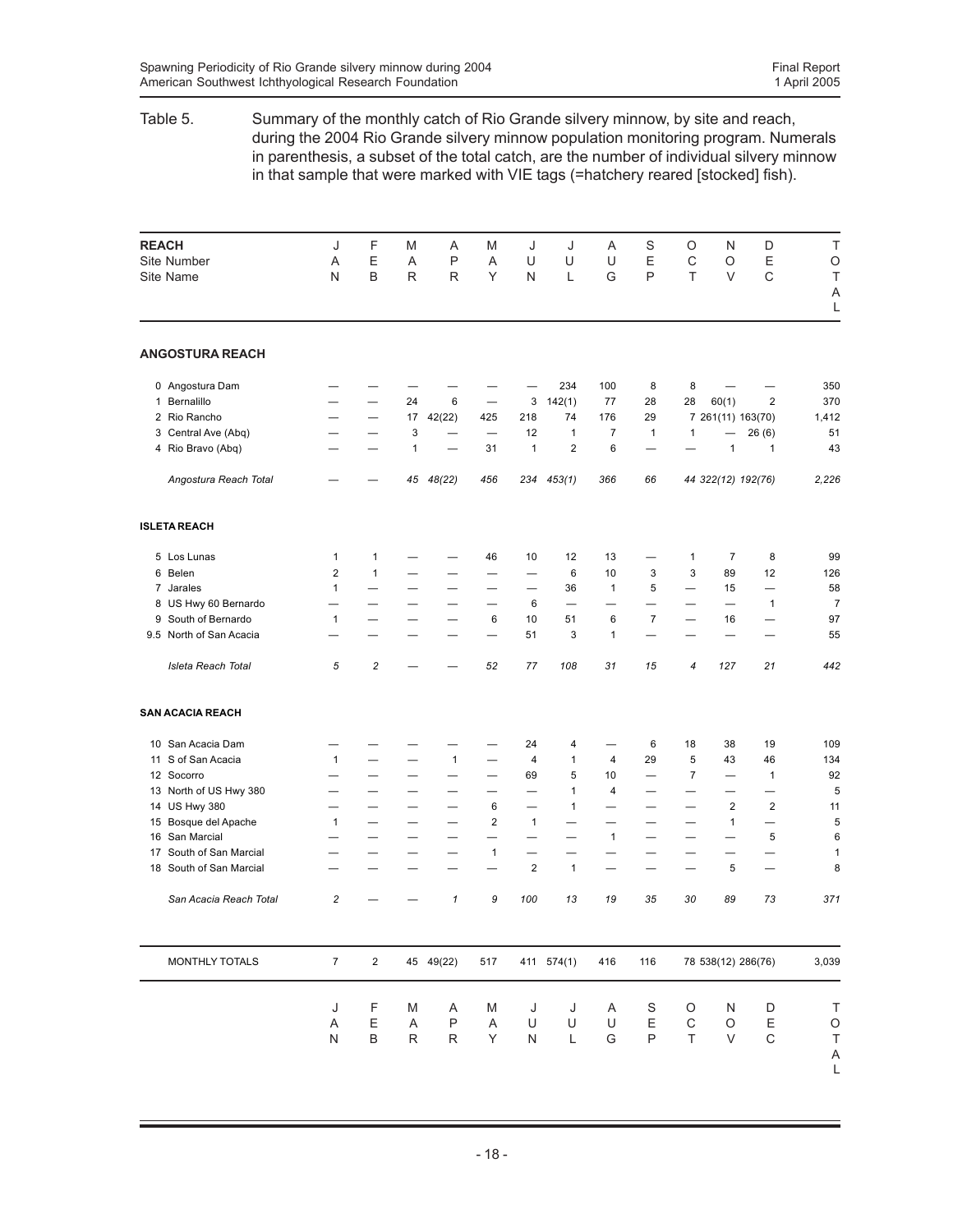Table 5. Summary of the monthly catch of Rio Grande silvery minnow, by site and reach, during the 2004 Rio Grande silvery minnow population monitoring program. Numerals in parenthesis, a subset of the total catch, are the number of individual silvery minnow in that sample that were marked with VIE tags (=hatchery reared [stocked] fish).

| REACH<br>Site Number<br>Site Name | JAN | FEB | MAR | APR | MAY | JUN | JUL | AUG | SEP | OCT | NOV | DEC | TOTAL |
|---|---|---|---|---|---|---|---|---|---|---|---|---|---|
| **ANGOSTURA REACH** | | | | | | | | | | | | | |
| 0 Angostura Dam | — | — | — | — | — | — | 234 | 100 | 8 | 8 | — | — | 350 |
| 1 Bernalillo | — | — | 24 | 6 | — | 3 | 142(1) | 77 | 28 | 28 | 60(1) | 2 | 370 |
| 2 Rio Rancho | — | — | 17 | 42(22) | 425 | 218 | 74 | 176 | 29 | 7 | 261(11) | 163(70) | 1,412 |
| 3 Central Ave (Abq) | — | — | 3 | — | — | 12 | 1 | 7 | 1 | 1 | — | 26 (6) | 51 |
| 4 Rio Bravo (Abq) | — | — | 1 | — | 31 | 1 | 2 | 6 | — | — | 1 | 1 | 43 |
| *Angostura Reach Total* | — | — | *45* | *48(22)* | *456* | *234* | *453(1)* | *366* | *66* | *44* | *322(12)* | *192(76)* | *2,226* |
| **ISLETA REACH** | | | | | | | | | | | | | |
| 5 Los Lunas | 1 | 1 | — | — | 46 | 10 | 12 | 13 | — | 1 | 7 | 8 | 99 |
| 6 Belen | 2 | 1 | — | — | — | — | 6 | 10 | 3 | 3 | 89 | 12 | 126 |
| 7 Jarales | 1 | — | — | — | — | — | 36 | 1 | 5 | — | 15 | — | 58 |
| 8 US Hwy 60 Bernardo | — | — | — | — | — | 6 | — | — | — | — | — | 1 | 7 |
| 9 South of Bernardo | 1 | — | — | — | 6 | 10 | 51 | 6 | 7 | — | 16 | — | 97 |
| 9.5 North of San Acacia | — | — | — | — | — | 51 | 3 | 1 | — | — | — | — | 55 |
| *Isleta Reach Total* | *5* | *2* | — | — | *52* | *77* | *108* | *31* | *15* | *4* | *127* | *21* | *442* |
| **SAN ACACIA REACH** | | | | | | | | | | | | | |
| 10 San Acacia Dam | — | — | — | — | — | 24 | 4 | — | 6 | 18 | 38 | 19 | 109 |
| 11 S of San Acacia | 1 | — | — | 1 | — | 4 | 1 | 4 | 29 | 5 | 43 | 46 | 134 |
| 12 Socorro | — | — | — | — | — | 69 | 5 | 10 | — | 7 | — | 1 | 92 |
| 13 North of US Hwy 380 | — | — | — | — | — | — | 1 | 4 | — | — | — | — | 5 |
| 14 US Hwy 380 | — | — | — | — | 6 | — | 1 | — | — | — | 2 | 2 | 11 |
| 15 Bosque del Apache | 1 | — | — | — | 2 | 1 | — | — | — | — | 1 | — | 5 |
| 16 San Marcial | — | — | — | — | — | — | — | 1 | — | — | — | 5 | 6 |
| 17 South of San Marcial | — | — | — | — | 1 | — | — | — | — | — | — | — | 1 |
| 18 South of San Marcial | — | — | — | — | — | 2 | 1 | — | — | — | 5 | — | 8 |
| *San Acacia Reach Total* | *2* | — | — | *1* | *9* | *100* | *13* | *19* | *35* | *30* | *89* | *73* | *371* |
| MONTHLY TOTALS | 7 | 2 | 45 | 49(22) | 517 | 411 | 574(1) | 416 | 116 | 78 | 538(12) | 286(76) | 3,039 |
| | JAN | FEB | MAR | APR | MAY | JUN | JUL | AUG | SEP | OCT | NOV | DEC | TOTAL |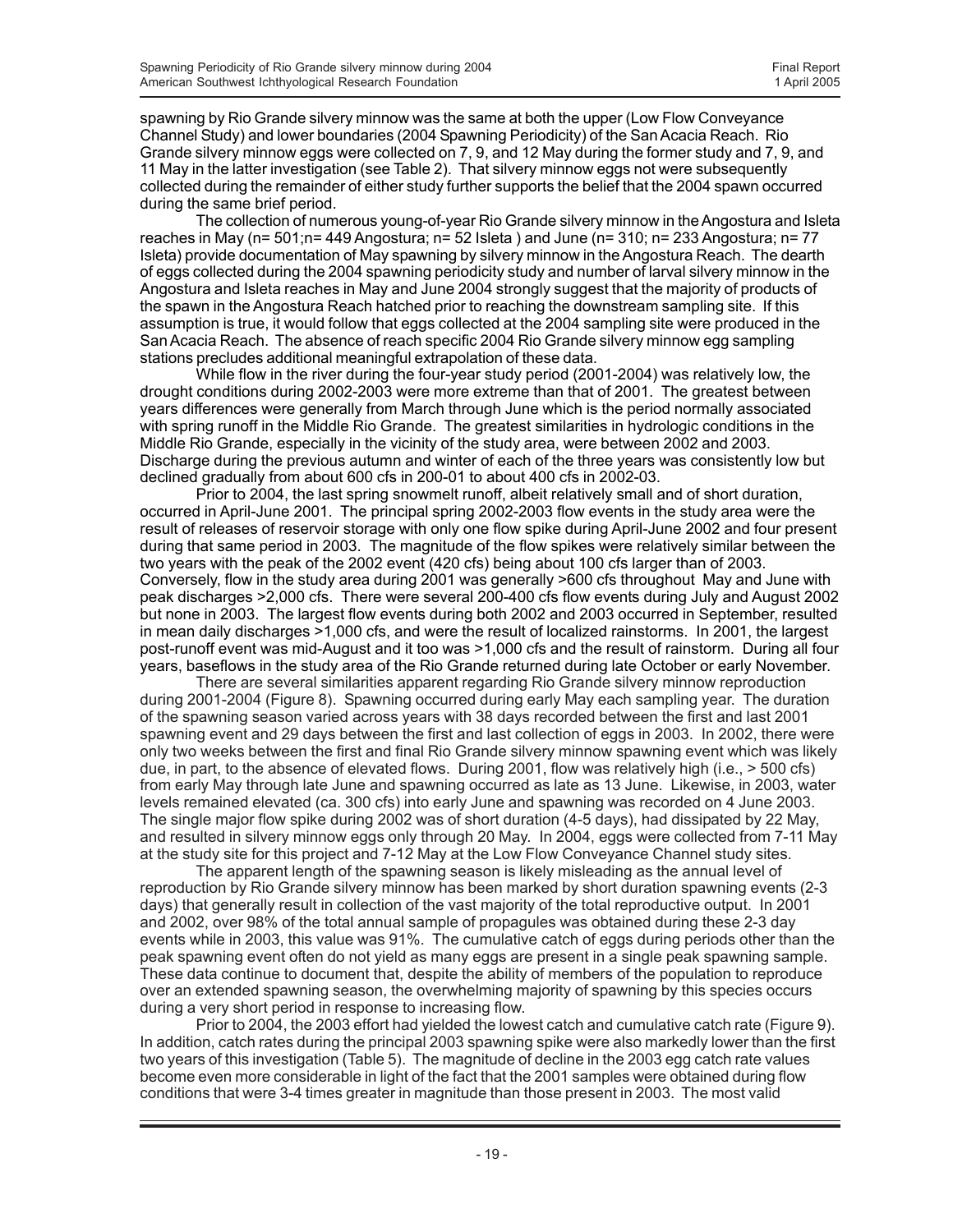spawning by Rio Grande silvery minnow was the same at both the upper (Low Flow Conveyance Channel Study) and lower boundaries (2004 Spawning Periodicity) of the San Acacia Reach. Rio Grande silvery minnow eggs were collected on 7, 9, and 12 May during the former study and 7, 9, and 11 May in the latter investigation (see Table 2). That silvery minnow eggs not were subsequently collected during the remainder of either study further supports the belief that the 2004 spawn occurred during the same brief period.

The collection of numerous young-of-year Rio Grande silvery minnow in the Angostura and Isleta reaches in May (n= 501;n= 449 Angostura; n= 52 Isleta ) and June (n= 310; n= 233 Angostura; n= 77 Isleta) provide documentation of May spawning by silvery minnow in the Angostura Reach. The dearth of eggs collected during the 2004 spawning periodicity study and number of larval silvery minnow in the Angostura and Isleta reaches in May and June 2004 strongly suggest that the majority of products of the spawn in the Angostura Reach hatched prior to reaching the downstream sampling site. If this assumption is true, it would follow that eggs collected at the 2004 sampling site were produced in the San Acacia Reach. The absence of reach specific 2004 Rio Grande silvery minnow egg sampling stations precludes additional meaningful extrapolation of these data.

While flow in the river during the four-year study period (2001-2004) was relatively low, the drought conditions during 2002-2003 were more extreme than that of 2001. The greatest between years differences were generally from March through June which is the period normally associated with spring runoff in the Middle Rio Grande. The greatest similarities in hydrologic conditions in the Middle Rio Grande, especially in the vicinity of the study area, were between 2002 and 2003. Discharge during the previous autumn and winter of each of the three years was consistently low but declined gradually from about 600 cfs in 200-01 to about 400 cfs in 2002-03.

Prior to 2004, the last spring snowmelt runoff, albeit relatively small and of short duration, occurred in April-June 2001. The principal spring 2002-2003 flow events in the study area were the result of releases of reservoir storage with only one flow spike during April-June 2002 and four present during that same period in 2003. The magnitude of the flow spikes were relatively similar between the two years with the peak of the 2002 event (420 cfs) being about 100 cfs larger than of 2003. Conversely, flow in the study area during 2001 was generally >600 cfs throughout May and June with peak discharges >2,000 cfs. There were several 200-400 cfs flow events during July and August 2002 but none in 2003. The largest flow events during both 2002 and 2003 occurred in September, resulted in mean daily discharges >1,000 cfs, and were the result of localized rainstorms. In 2001, the largest post-runoff event was mid-August and it too was >1,000 cfs and the result of rainstorm. During all four years, baseflows in the study area of the Rio Grande returned during late October or early November.

There are several similarities apparent regarding Rio Grande silvery minnow reproduction during 2001-2004 (Figure 8). Spawning occurred during early May each sampling year. The duration of the spawning season varied across years with 38 days recorded between the first and last 2001 spawning event and 29 days between the first and last collection of eggs in 2003. In 2002, there were only two weeks between the first and final Rio Grande silvery minnow spawning event which was likely due, in part, to the absence of elevated flows. During 2001, flow was relatively high (i.e., > 500 cfs) from early May through late June and spawning occurred as late as 13 June. Likewise, in 2003, water levels remained elevated (ca. 300 cfs) into early June and spawning was recorded on 4 June 2003. The single major flow spike during 2002 was of short duration (4-5 days), had dissipated by 22 May, and resulted in silvery minnow eggs only through 20 May. In 2004, eggs were collected from 7-11 May at the study site for this project and 7-12 May at the Low Flow Conveyance Channel study sites.

The apparent length of the spawning season is likely misleading as the annual level of reproduction by Rio Grande silvery minnow has been marked by short duration spawning events (2-3 days) that generally result in collection of the vast majority of the total reproductive output. In 2001 and 2002, over 98% of the total annual sample of propagules was obtained during these 2-3 day events while in 2003, this value was 91%. The cumulative catch of eggs during periods other than the peak spawning event often do not yield as many eggs are present in a single peak spawning sample. These data continue to document that, despite the ability of members of the population to reproduce over an extended spawning season, the overwhelming majority of spawning by this species occurs during a very short period in response to increasing flow.

Prior to 2004, the 2003 effort had yielded the lowest catch and cumulative catch rate (Figure 9). In addition, catch rates during the principal 2003 spawning spike were also markedly lower than the first two years of this investigation (Table 5). The magnitude of decline in the 2003 egg catch rate values become even more considerable in light of the fact that the 2001 samples were obtained during flow conditions that were 3-4 times greater in magnitude than those present in 2003. The most valid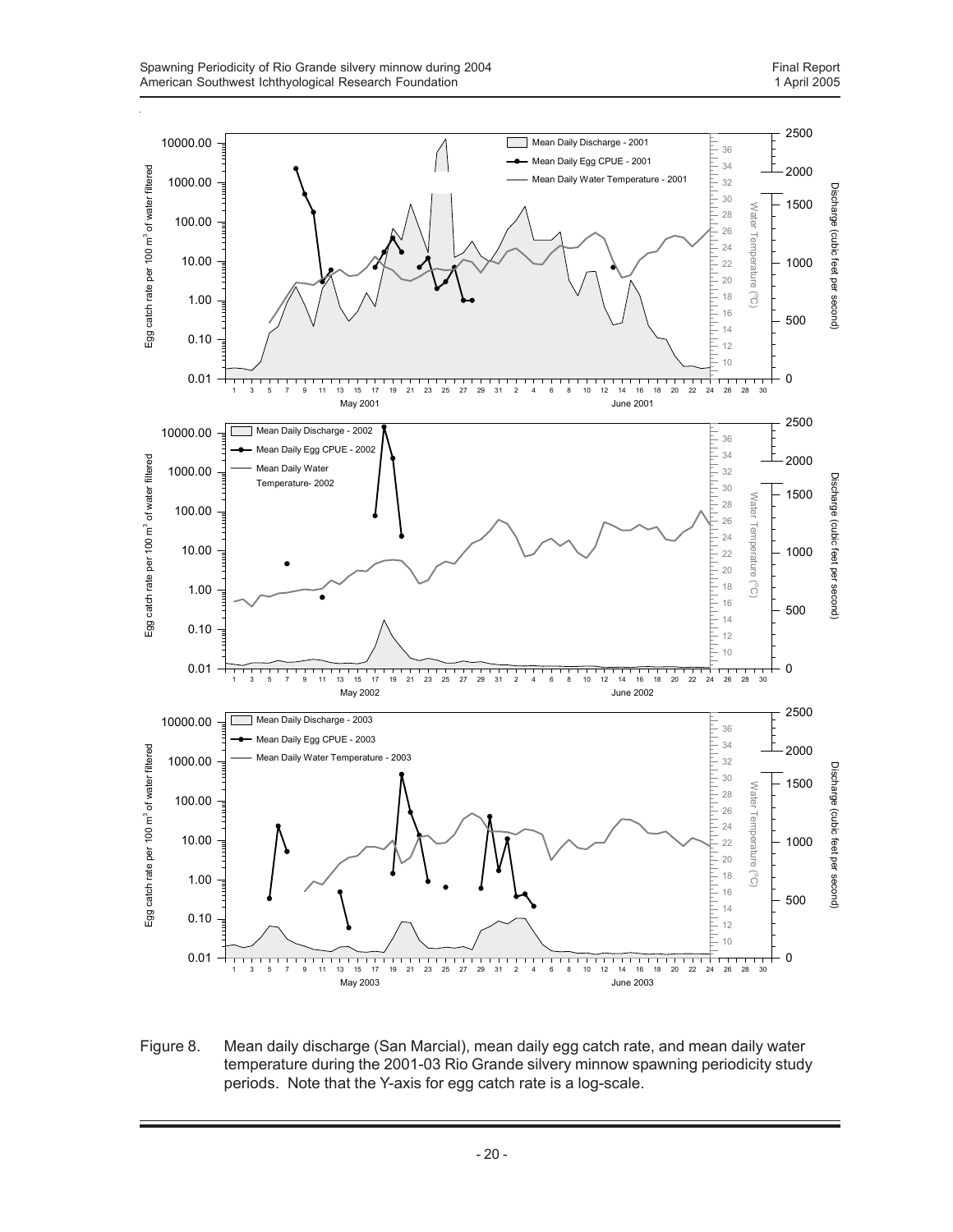Figure 8. Mean daily discharge (San Marcial), mean daily egg catch rate, and mean daily water temperature during the 2001-03 Rio Grande silvery minnow spawning periodicity study periods. Note that the Y-axis for egg catch rate is a log-scale.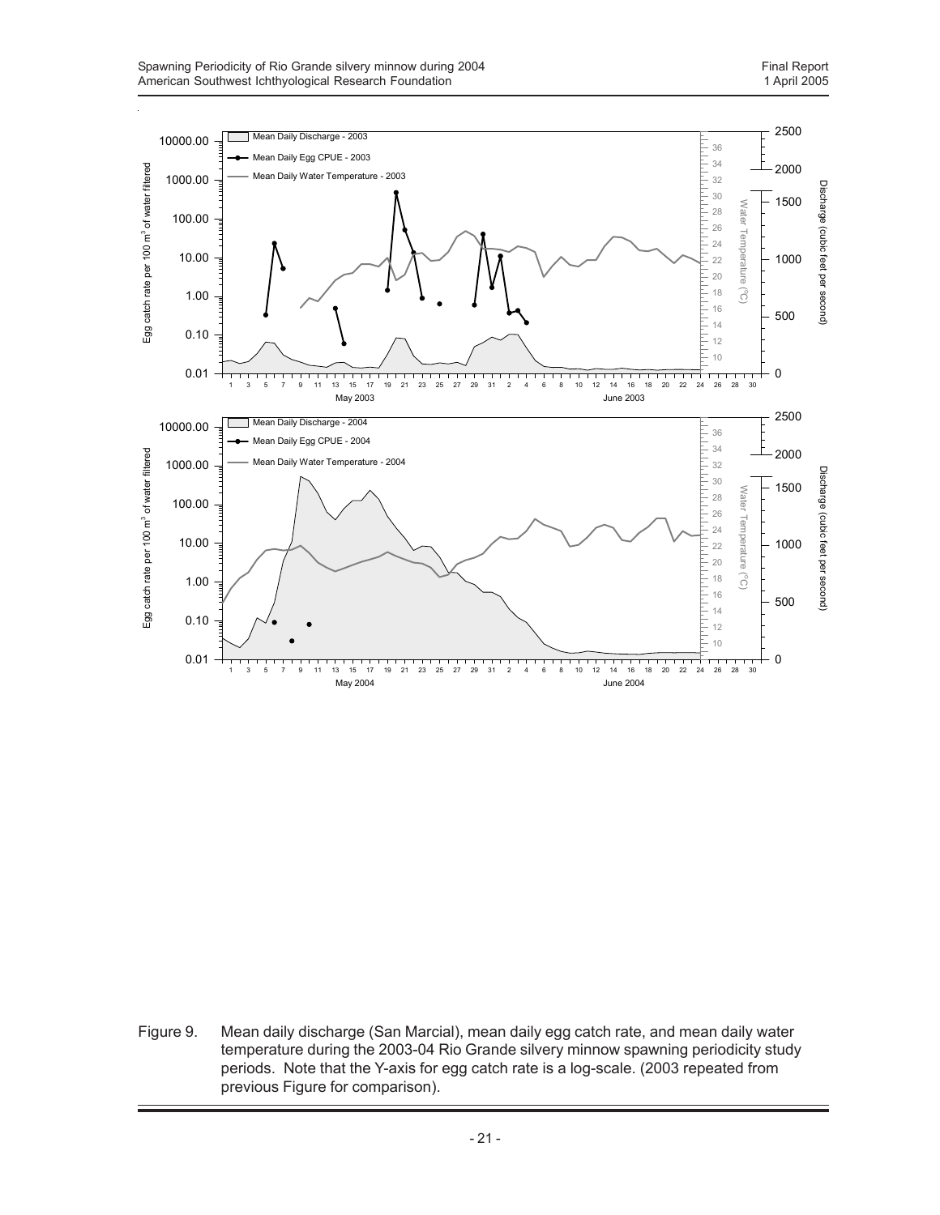Figure 9. Mean daily discharge (San Marcial), mean daily egg catch rate, and mean daily water temperature during the 2003-04 Rio Grande silvery minnow spawning periodicity study periods. Note that the Y-axis for egg catch rate is a log-scale. (2003 repeated from previous Figure for comparison).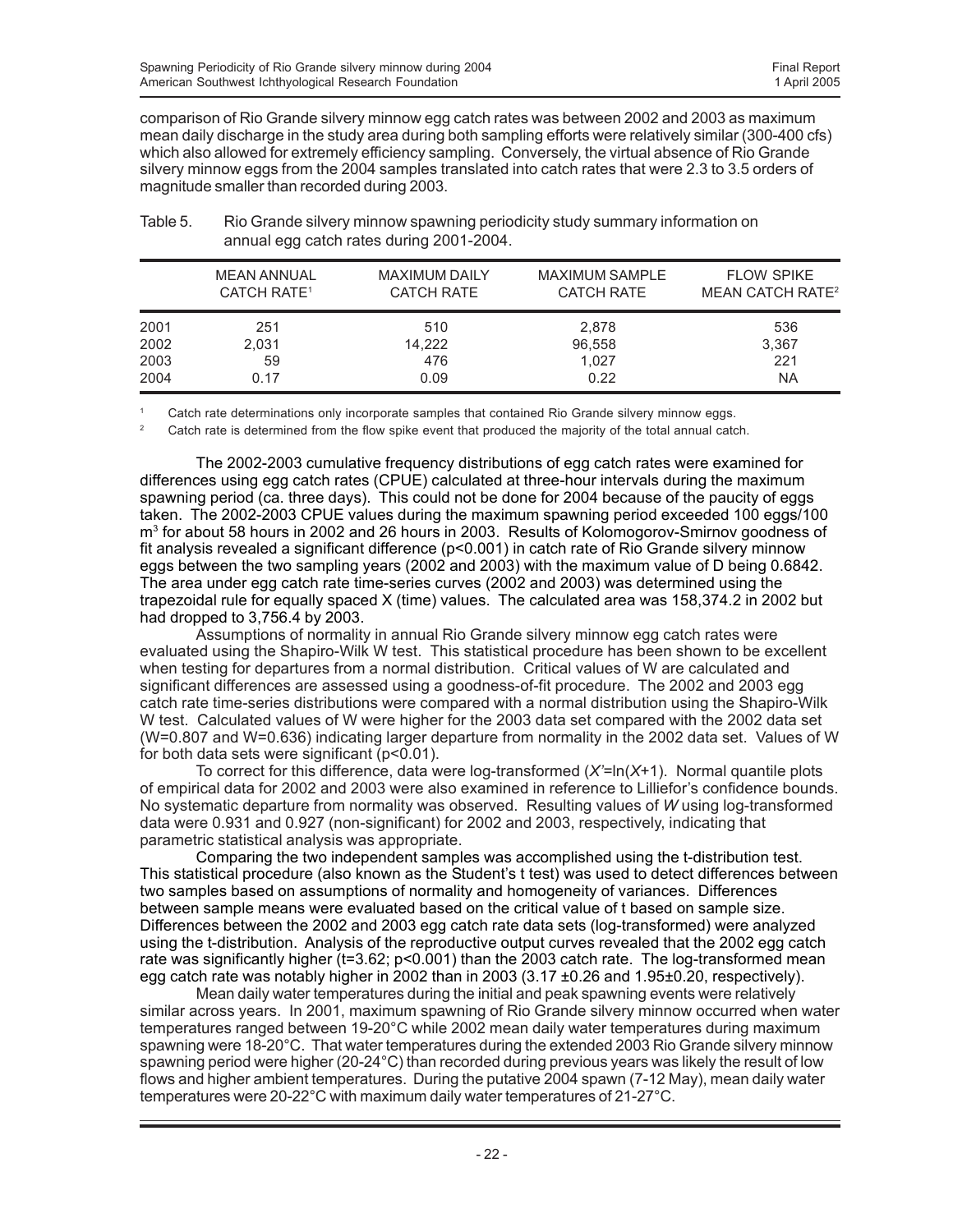comparison of Rio Grande silvery minnow egg catch rates was between 2002 and 2003 as maximum mean daily discharge in the study area during both sampling efforts were relatively similar (300-400 cfs) which also allowed for extremely efficiency sampling. Conversely, the virtual absence of Rio Grande silvery minnow eggs from the 2004 samples translated into catch rates that were 2.3 to 3.5 orders of magnitude smaller than recorded during 2003.

Table 5. Rio Grande silvery minnow spawning periodicity study summary information on annual egg catch rates during 2001-2004.

| | MEAN ANNUAL CATCH RATE[1] | MAXIMUM DAILY CATCH RATE | MAXIMUM SAMPLE CATCH RATE | FLOW SPIKE MEAN CATCH RATE[2] |
|---|---|---|---|---|
| 2001 | 251 | 510 | 2,878 | 536 |
| 2002 | 2,031 | 14,222 | 96,558 | 3,367 |
| 2003 | 59 | 476 | 1,027 | 221 |
| 2004 | 0.17 | 0.09 | 0.22 | NA |

[1] Catch rate determinations only incorporate samples that contained Rio Grande silvery minnow eggs.

[2] Catch rate is determined from the flow spike event that produced the majority of the total annual catch.

The 2002-2003 cumulative frequency distributions of egg catch rates were examined for differences using egg catch rates (CPUE) calculated at three-hour intervals during the maximum spawning period (ca. three days). This could not be done for 2004 because of the paucity of eggs taken. The 2002-2003 CPUE values during the maximum spawning period exceeded 100 eggs/100 $m^3$ for about 58 hours in 2002 and 26 hours in 2003. Results of Kolomogorov-Smirnov goodness of fit analysis revealed a significant difference ($p<0.001$) in catch rate of Rio Grande silvery minnow eggs between the two sampling years (2002 and 2003) with the maximum value of D being 0.6842. The area under egg catch rate time-series curves (2002 and 2003) was determined using the trapezoidal rule for equally spaced X (time) values. The calculated area was 158,374.2 in 2002 but had dropped to 3,756.4 by 2003.

Assumptions of normality in annual Rio Grande silvery minnow egg catch rates were evaluated using the Shapiro-Wilk W test. This statistical procedure has been shown to be excellent when testing for departures from a normal distribution. Critical values of W are calculated and significant differences are assessed using a goodness-of-fit procedure. The 2002 and 2003 egg catch rate time-series distributions were compared with a normal distribution using the Shapiro-Wilk W test. Calculated values of W were higher for the 2003 data set compared with the 2002 data set (W=0.807 and W=0.636) indicating larger departure from normality in the 2002 data set. Values of W for both data sets were significant ($p<0.01$).

To correct for this difference, data were log-transformed ($X'=\ln(X+1)$). Normal quantile plots of empirical data for 2002 and 2003 were also examined in reference to Lilliefor's confidence bounds. No systematic departure from normality was observed. Resulting values of *W* using log-transformed data were 0.931 and 0.927 (non-significant) for 2002 and 2003, respectively, indicating that parametric statistical analysis was appropriate.

Comparing the two independent samples was accomplished using the t-distribution test. This statistical procedure (also known as the Student's t test) was used to detect differences between two samples based on assumptions of normality and homogeneity of variances. Differences between sample means were evaluated based on the critical value of t based on sample size. Differences between the 2002 and 2003 egg catch rate data sets (log-transformed) were analyzed using the t-distribution. Analysis of the reproductive output curves revealed that the 2002 egg catch rate was significantly higher ($t=3.62$; $p<0.001$) than the 2003 catch rate. The log-transformed mean egg catch rate was notably higher in 2002 than in 2003 ($3.17 \pm 0.26$ and $1.95 \pm 0.20$, respectively).

Mean daily water temperatures during the initial and peak spawning events were relatively similar across years. In 2001, maximum spawning of Rio Grande silvery minnow occurred when water temperatures ranged between 19-20°C while 2002 mean daily water temperatures during maximum spawning were 18-20°C. That water temperatures during the extended 2003 Rio Grande silvery minnow spawning period were higher (20-24°C) than recorded during previous years was likely the result of low flows and higher ambient temperatures. During the putative 2004 spawn (7-12 May), mean daily water temperatures were 20-22°C with maximum daily water temperatures of 21-27°C.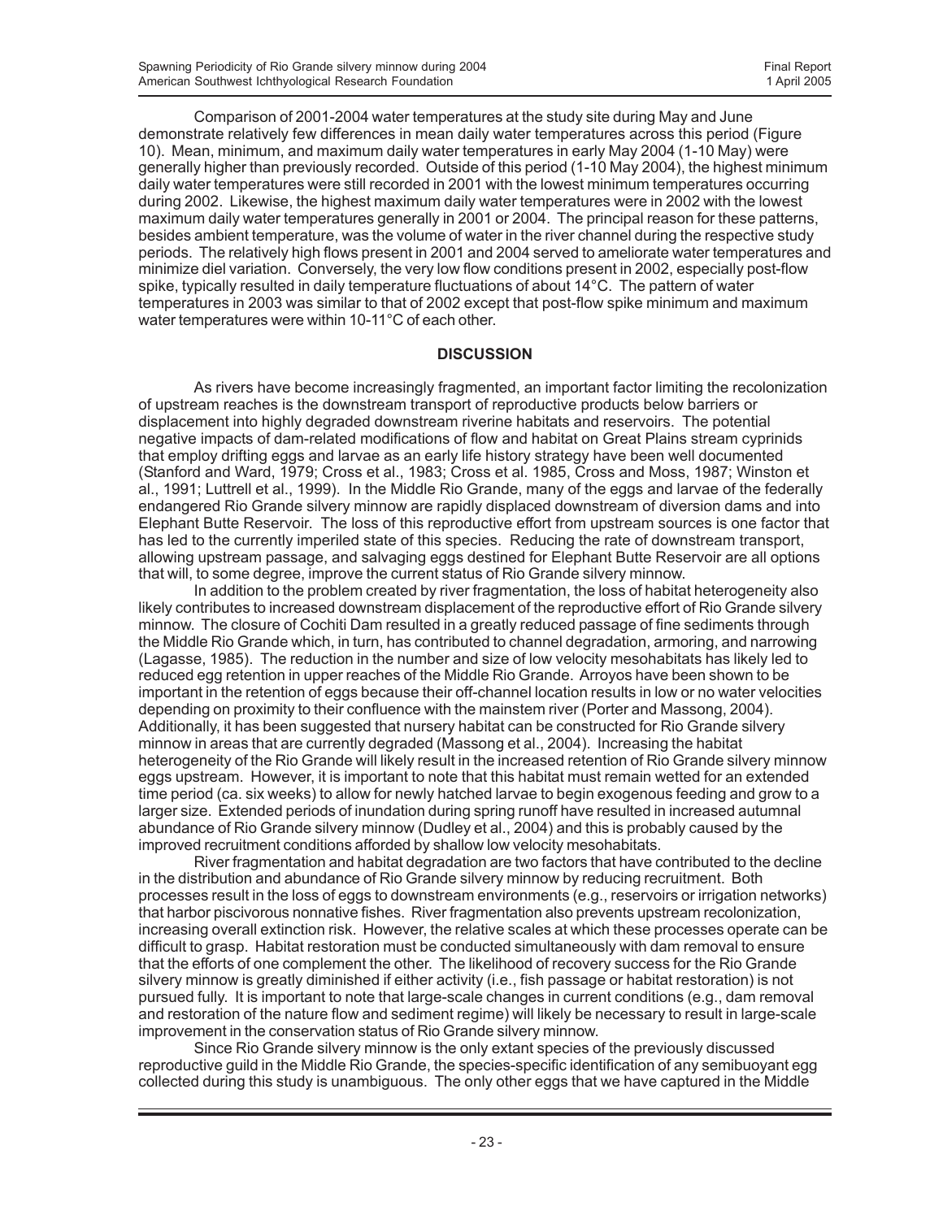Comparison of 2001-2004 water temperatures at the study site during May and June demonstrate relatively few differences in mean daily water temperatures across this period (Figure 10). Mean, minimum, and maximum daily water temperatures in early May 2004 (1-10 May) were generally higher than previously recorded. Outside of this period (1-10 May 2004), the highest minimum daily water temperatures were still recorded in 2001 with the lowest minimum temperatures occurring during 2002. Likewise, the highest maximum daily water temperatures were in 2002 with the lowest maximum daily water temperatures generally in 2001 or 2004. The principal reason for these patterns, besides ambient temperature, was the volume of water in the river channel during the respective study periods. The relatively high flows present in 2001 and 2004 served to ameliorate water temperatures and minimize diel variation. Conversely, the very low flow conditions present in 2002, especially post-flow spike, typically resulted in daily temperature fluctuations of about 14°C. The pattern of water temperatures in 2003 was similar to that of 2002 except that post-flow spike minimum and maximum water temperatures were within 10-11°C of each other.

## DISCUSSION

As rivers have become increasingly fragmented, an important factor limiting the recolonization of upstream reaches is the downstream transport of reproductive products below barriers or displacement into highly degraded downstream riverine habitats and reservoirs. The potential negative impacts of dam-related modifications of flow and habitat on Great Plains stream cyprinids that employ drifting eggs and larvae as an early life history strategy have been well documented (Stanford and Ward, 1979; Cross et al., 1983; Cross et al. 1985, Cross and Moss, 1987; Winston et al., 1991; Luttrell et al., 1999). In the Middle Rio Grande, many of the eggs and larvae of the federally endangered Rio Grande silvery minnow are rapidly displaced downstream of diversion dams and into Elephant Butte Reservoir. The loss of this reproductive effort from upstream sources is one factor that has led to the currently imperiled state of this species. Reducing the rate of downstream transport, allowing upstream passage, and salvaging eggs destined for Elephant Butte Reservoir are all options that will, to some degree, improve the current status of Rio Grande silvery minnow.

In addition to the problem created by river fragmentation, the loss of habitat heterogeneity also likely contributes to increased downstream displacement of the reproductive effort of Rio Grande silvery minnow. The closure of Cochiti Dam resulted in a greatly reduced passage of fine sediments through the Middle Rio Grande which, in turn, has contributed to channel degradation, armoring, and narrowing (Lagasse, 1985). The reduction in the number and size of low velocity mesohabitats has likely led to reduced egg retention in upper reaches of the Middle Rio Grande. Arroyos have been shown to be important in the retention of eggs because their off-channel location results in low or no water velocities depending on proximity to their confluence with the mainstem river (Porter and Massong, 2004). Additionally, it has been suggested that nursery habitat can be constructed for Rio Grande silvery minnow in areas that are currently degraded (Massong et al., 2004). Increasing the habitat heterogeneity of the Rio Grande will likely result in the increased retention of Rio Grande silvery minnow eggs upstream. However, it is important to note that this habitat must remain wetted for an extended time period (ca. six weeks) to allow for newly hatched larvae to begin exogenous feeding and grow to a larger size. Extended periods of inundation during spring runoff have resulted in increased autumnal abundance of Rio Grande silvery minnow (Dudley et al., 2004) and this is probably caused by the improved recruitment conditions afforded by shallow low velocity mesohabitats.

River fragmentation and habitat degradation are two factors that have contributed to the decline in the distribution and abundance of Rio Grande silvery minnow by reducing recruitment. Both processes result in the loss of eggs to downstream environments (e.g., reservoirs or irrigation networks) that harbor piscivorous nonnative fishes. River fragmentation also prevents upstream recolonization, increasing overall extinction risk. However, the relative scales at which these processes operate can be difficult to grasp. Habitat restoration must be conducted simultaneously with dam removal to ensure that the efforts of one complement the other. The likelihood of recovery success for the Rio Grande silvery minnow is greatly diminished if either activity (i.e., fish passage or habitat restoration) is not pursued fully. It is important to note that large-scale changes in current conditions (e.g., dam removal and restoration of the nature flow and sediment regime) will likely be necessary to result in large-scale improvement in the conservation status of Rio Grande silvery minnow.

Since Rio Grande silvery minnow is the only extant species of the previously discussed reproductive guild in the Middle Rio Grande, the species-specific identification of any semibuoyant egg collected during this study is unambiguous. The only other eggs that we have captured in the Middle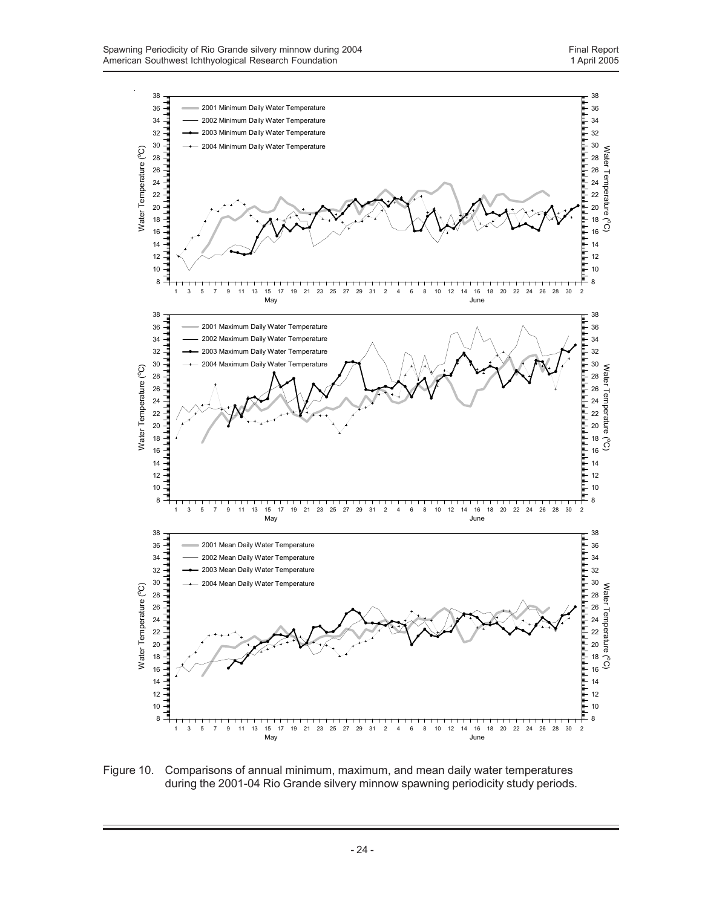Figure 10. Comparisons of annual minimum, maximum, and mean daily water temperatures during the 2001-04 Rio Grande silvery minnow spawning periodicity study periods.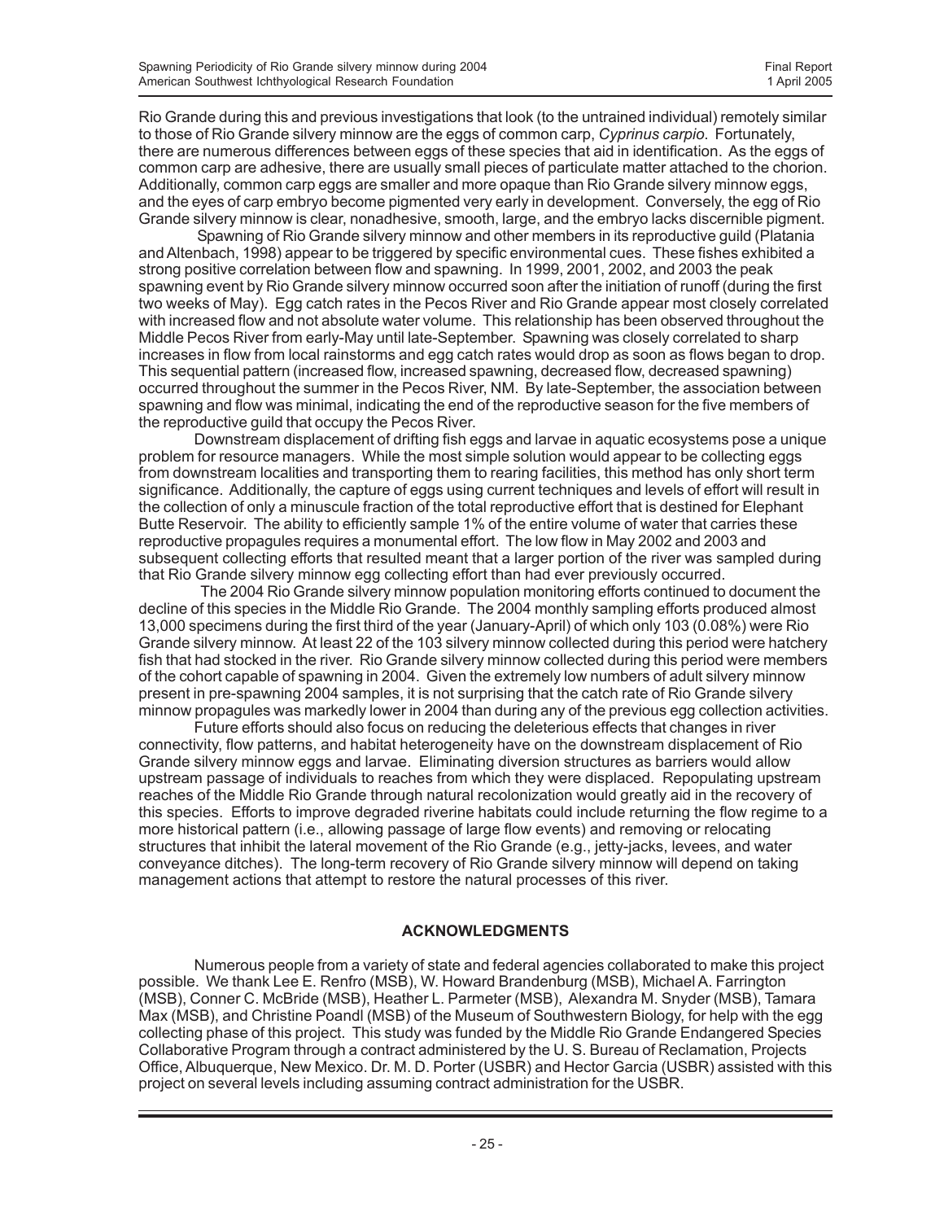Rio Grande during this and previous investigations that look (to the untrained individual) remotely similar to those of Rio Grande silvery minnow are the eggs of common carp, *Cyprinus carpio*. Fortunately, there are numerous differences between eggs of these species that aid in identification. As the eggs of common carp are adhesive, there are usually small pieces of particulate matter attached to the chorion. Additionally, common carp eggs are smaller and more opaque than Rio Grande silvery minnow eggs, and the eyes of carp embryo become pigmented very early in development. Conversely, the egg of Rio Grande silvery minnow is clear, nonadhesive, smooth, large, and the embryo lacks discernible pigment.

Spawning of Rio Grande silvery minnow and other members in its reproductive guild (Platania and Altenbach, 1998) appear to be triggered by specific environmental cues. These fishes exhibited a strong positive correlation between flow and spawning. In 1999, 2001, 2002, and 2003 the peak spawning event by Rio Grande silvery minnow occurred soon after the initiation of runoff (during the first two weeks of May). Egg catch rates in the Pecos River and Rio Grande appear most closely correlated with increased flow and not absolute water volume. This relationship has been observed throughout the Middle Pecos River from early-May until late-September. Spawning was closely correlated to sharp increases in flow from local rainstorms and egg catch rates would drop as soon as flows began to drop. This sequential pattern (increased flow, increased spawning, decreased flow, decreased spawning) occurred throughout the summer in the Pecos River, NM. By late-September, the association between spawning and flow was minimal, indicating the end of the reproductive season for the five members of the reproductive guild that occupy the Pecos River.

Downstream displacement of drifting fish eggs and larvae in aquatic ecosystems pose a unique problem for resource managers. While the most simple solution would appear to be collecting eggs from downstream localities and transporting them to rearing facilities, this method has only short term significance. Additionally, the capture of eggs using current techniques and levels of effort will result in the collection of only a minuscule fraction of the total reproductive effort that is destined for Elephant Butte Reservoir. The ability to efficiently sample 1% of the entire volume of water that carries these reproductive propagules requires a monumental effort. The low flow in May 2002 and 2003 and subsequent collecting efforts that resulted meant that a larger portion of the river was sampled during that Rio Grande silvery minnow egg collecting effort than had ever previously occurred.

The 2004 Rio Grande silvery minnow population monitoring efforts continued to document the decline of this species in the Middle Rio Grande. The 2004 monthly sampling efforts produced almost 13,000 specimens during the first third of the year (January-April) of which only 103 (0.08%) were Rio Grande silvery minnow. At least 22 of the 103 silvery minnow collected during this period were hatchery fish that had stocked in the river. Rio Grande silvery minnow collected during this period were members of the cohort capable of spawning in 2004. Given the extremely low numbers of adult silvery minnow present in pre-spawning 2004 samples, it is not surprising that the catch rate of Rio Grande silvery minnow propagules was markedly lower in 2004 than during any of the previous egg collection activities.

Future efforts should also focus on reducing the deleterious effects that changes in river connectivity, flow patterns, and habitat heterogeneity have on the downstream displacement of Rio Grande silvery minnow eggs and larvae. Eliminating diversion structures as barriers would allow upstream passage of individuals to reaches from which they were displaced. Repopulating upstream reaches of the Middle Rio Grande through natural recolonization would greatly aid in the recovery of this species. Efforts to improve degraded riverine habitats could include returning the flow regime to a more historical pattern (i.e., allowing passage of large flow events) and removing or relocating structures that inhibit the lateral movement of the Rio Grande (e.g., jetty-jacks, levees, and water conveyance ditches). The long-term recovery of Rio Grande silvery minnow will depend on taking management actions that attempt to restore the natural processes of this river.

## ACKNOWLEDGMENTS

Numerous people from a variety of state and federal agencies collaborated to make this project possible. We thank Lee E. Renfro (MSB), W. Howard Brandenburg (MSB), Michael A. Farrington (MSB), Conner C. McBride (MSB), Heather L. Parmeter (MSB), Alexandra M. Snyder (MSB), Tamara Max (MSB), and Christine Poandl (MSB) of the Museum of Southwestern Biology, for help with the egg collecting phase of this project. This study was funded by the Middle Rio Grande Endangered Species Collaborative Program through a contract administered by the U. S. Bureau of Reclamation, Projects Office, Albuquerque, New Mexico. Dr. M. D. Porter (USBR) and Hector Garcia (USBR) assisted with this project on several levels including assuming contract administration for the USBR.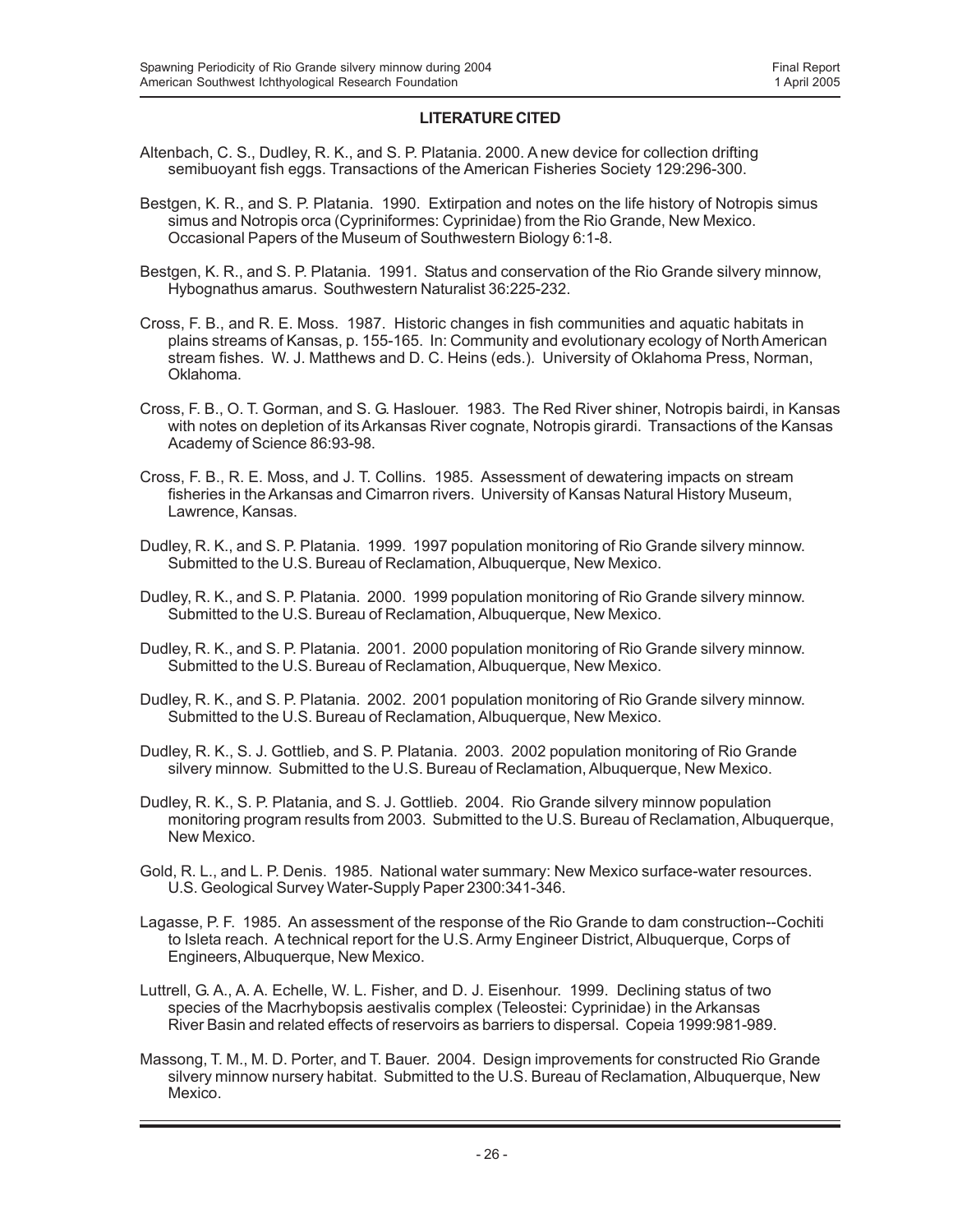## LITERATURE CITED

Altenbach, C. S., Dudley, R. K., and S. P. Platania. 2000. A new device for collection drifting semibuoyant fish eggs. Transactions of the American Fisheries Society 129:296-300.

Bestgen, K. R., and S. P. Platania. 1990. Extirpation and notes on the life history of Notropis simus simus and Notropis orca (Cypriniformes: Cyprinidae) from the Rio Grande, New Mexico. Occasional Papers of the Museum of Southwestern Biology 6:1-8.

Bestgen, K. R., and S. P. Platania. 1991. Status and conservation of the Rio Grande silvery minnow, Hybognathus amarus. Southwestern Naturalist 36:225-232.

Cross, F. B., and R. E. Moss. 1987. Historic changes in fish communities and aquatic habitats in plains streams of Kansas, p. 155-165. In: Community and evolutionary ecology of North American stream fishes. W. J. Matthews and D. C. Heins (eds.). University of Oklahoma Press, Norman, Oklahoma.

Cross, F. B., O. T. Gorman, and S. G. Haslouer. 1983. The Red River shiner, Notropis bairdi, in Kansas with notes on depletion of its Arkansas River cognate, Notropis girardi. Transactions of the Kansas Academy of Science 86:93-98.

Cross, F. B., R. E. Moss, and J. T. Collins. 1985. Assessment of dewatering impacts on stream fisheries in the Arkansas and Cimarron rivers. University of Kansas Natural History Museum, Lawrence, Kansas.

Dudley, R. K., and S. P. Platania. 1999. 1997 population monitoring of Rio Grande silvery minnow. Submitted to the U.S. Bureau of Reclamation, Albuquerque, New Mexico.

Dudley, R. K., and S. P. Platania. 2000. 1999 population monitoring of Rio Grande silvery minnow. Submitted to the U.S. Bureau of Reclamation, Albuquerque, New Mexico.

Dudley, R. K., and S. P. Platania. 2001. 2000 population monitoring of Rio Grande silvery minnow. Submitted to the U.S. Bureau of Reclamation, Albuquerque, New Mexico.

Dudley, R. K., and S. P. Platania. 2002. 2001 population monitoring of Rio Grande silvery minnow. Submitted to the U.S. Bureau of Reclamation, Albuquerque, New Mexico.

Dudley, R. K., S. J. Gottlieb, and S. P. Platania. 2003. 2002 population monitoring of Rio Grande silvery minnow. Submitted to the U.S. Bureau of Reclamation, Albuquerque, New Mexico.

Dudley, R. K., S. P. Platania, and S. J. Gottlieb. 2004. Rio Grande silvery minnow population monitoring program results from 2003. Submitted to the U.S. Bureau of Reclamation, Albuquerque, New Mexico.

Gold, R. L., and L. P. Denis. 1985. National water summary: New Mexico surface-water resources. U.S. Geological Survey Water-Supply Paper 2300:341-346.

Lagasse, P. F. 1985. An assessment of the response of the Rio Grande to dam construction--Cochiti to Isleta reach. A technical report for the U.S. Army Engineer District, Albuquerque, Corps of Engineers, Albuquerque, New Mexico.

Luttrell, G. A., A. A. Echelle, W. L. Fisher, and D. J. Eisenhour. 1999. Declining status of two species of the Macrhybopsis aestivalis complex (Teleostei: Cyprinidae) in the Arkansas River Basin and related effects of reservoirs as barriers to dispersal. Copeia 1999:981-989.

Massong, T. M., M. D. Porter, and T. Bauer. 2004. Design improvements for constructed Rio Grande silvery minnow nursery habitat. Submitted to the U.S. Bureau of Reclamation, Albuquerque, New Mexico.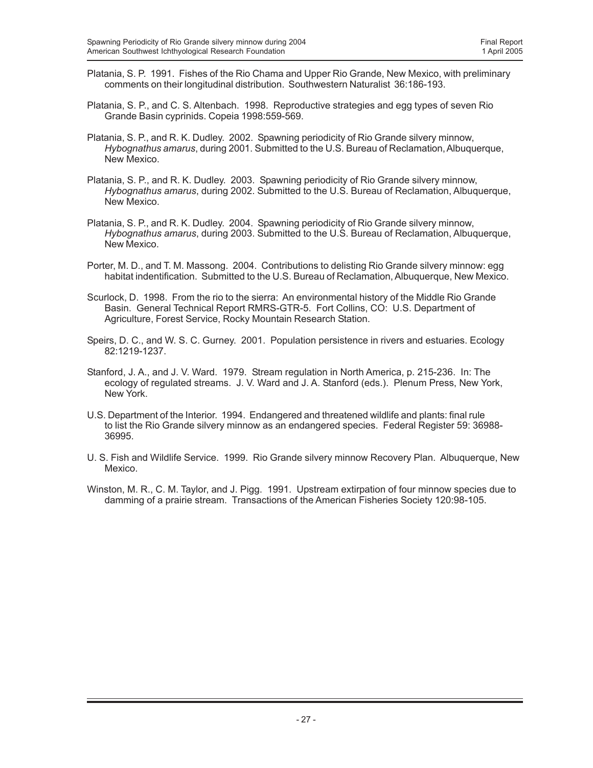Platania, S. P. 1991. Fishes of the Rio Chama and Upper Rio Grande, New Mexico, with preliminary comments on their longitudinal distribution. Southwestern Naturalist 36:186-193.

Platania, S. P., and C. S. Altenbach. 1998. Reproductive strategies and egg types of seven Rio Grande Basin cyprinids. Copeia 1998:559-569.

Platania, S. P., and R. K. Dudley. 2002. Spawning periodicity of Rio Grande silvery minnow, *Hybognathus amarus*, during 2001. Submitted to the U.S. Bureau of Reclamation, Albuquerque, New Mexico.

Platania, S. P., and R. K. Dudley. 2003. Spawning periodicity of Rio Grande silvery minnow, *Hybognathus amarus*, during 2002. Submitted to the U.S. Bureau of Reclamation, Albuquerque, New Mexico.

Platania, S. P., and R. K. Dudley. 2004. Spawning periodicity of Rio Grande silvery minnow, *Hybognathus amarus*, during 2003. Submitted to the U.S. Bureau of Reclamation, Albuquerque, New Mexico.

Porter, M. D., and T. M. Massong. 2004. Contributions to delisting Rio Grande silvery minnow: egg habitat indentification. Submitted to the U.S. Bureau of Reclamation, Albuquerque, New Mexico.

Scurlock, D. 1998. From the rio to the sierra: An environmental history of the Middle Rio Grande Basin. General Technical Report RMRS-GTR-5. Fort Collins, CO: U.S. Department of Agriculture, Forest Service, Rocky Mountain Research Station.

Speirs, D. C., and W. S. C. Gurney. 2001. Population persistence in rivers and estuaries. Ecology 82:1219-1237.

Stanford, J. A., and J. V. Ward. 1979. Stream regulation in North America, p. 215-236. In: The ecology of regulated streams. J. V. Ward and J. A. Stanford (eds.). Plenum Press, New York, New York.

U.S. Department of the Interior. 1994. Endangered and threatened wildlife and plants: final rule to list the Rio Grande silvery minnow as an endangered species. Federal Register 59: 36988-36995.

U. S. Fish and Wildlife Service. 1999. Rio Grande silvery minnow Recovery Plan. Albuquerque, New Mexico.

Winston, M. R., C. M. Taylor, and J. Pigg. 1991. Upstream extirpation of four minnow species due to damming of a prairie stream. Transactions of the American Fisheries Society 120:98-105.